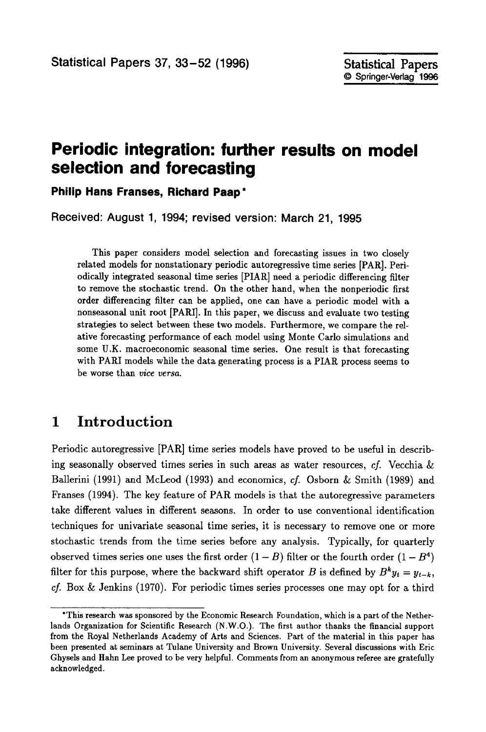# Periodic integration: further results on model selection and forecasting

**Philip Hans Franses, Richard Paap***

Received: August 1, 1994; revised version: March 21, 1995

This paper considers model selection and forecasting issues in two closely related models for nonstationary periodic autoregressive time series [PAR]. Periodically integrated seasonal time series [PIAR] need a periodic differencing filter to remove the stochastic trend. On the other hand, when the nonperiodic first order differencing filter can be applied, one can have a periodic model with a nonseasonal unit root [PARI]. In this paper, we discuss and evaluate two testing strategies to select between these two models. Furthermore, we compare the relative forecasting performance of each model using Monte Carlo simulations and some U.K. macroeconomic seasonal time series. One result is that forecasting with PARI models while the data generating process is a PIAR process seems to be worse than *vice versa*.

## 1 Introduction

Periodic autoregressive [PAR] time series models have proved to be useful in describing seasonally observed times series in such areas as water resources, *cf.* Vecchia & Ballerini (1991) and McLeod (1993) and economics, *cf.* Osborn & Smith (1989) and Franses (1994). The key feature of PAR models is that the autoregressive parameters take different values in different seasons. In order to use conventional identification techniques for univariate seasonal time series, it is necessary to remove one or more stochastic trends from the time series before any analysis. Typically, for quarterly observed times series one uses the first order $(1-B)$ filter or the fourth order $(1-B^4)$ filter for this purpose, where the backward shift operator $B$ is defined by $B^k y_t = y_{t-k}$, *cf.* Box & Jenkins (1970). For periodic times series processes one may opt for a third

*This research was sponsored by the Economic Research Foundation, which is a part of the Netherlands Organization for Scientific Research (N.W.O.). The first author thanks the financial support from the Royal Netherlands Academy of Arts and Sciences. Part of the material in this paper has been presented at seminars at Tulane University and Brown University. Several discussions with Eric Ghysels and Hahn Lee proved to be very helpful. Comments from an anonymous referee are gratefully acknowledged.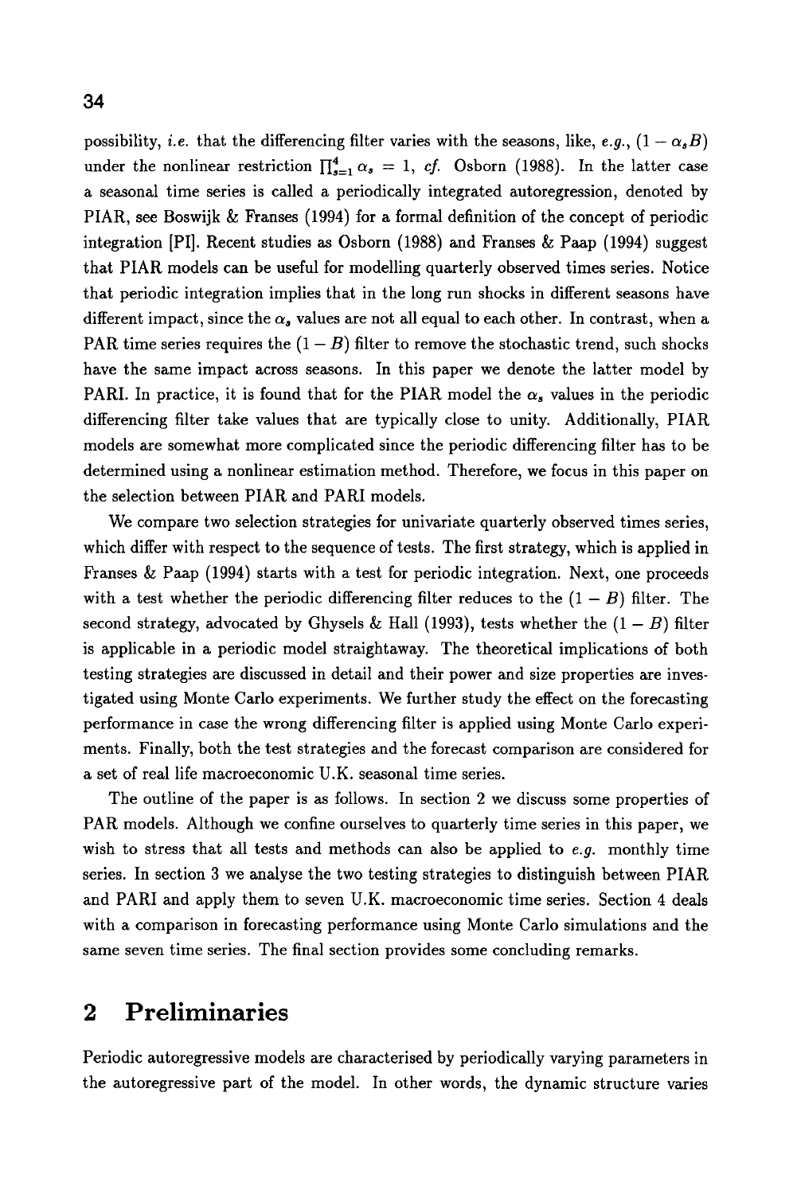possibility, *i.e.* that the differencing filter varies with the seasons, like, *e.g.*, $(1 - \alpha_s B)$ under the nonlinear restriction $\prod_{s=1}^{4} \alpha_s = 1$, *cf.* Osborn (1988). In the latter case a seasonal time series is called a periodically integrated autoregression, denoted by PIAR, see Boswijk & Franses (1994) for a formal definition of the concept of periodic integration [PI]. Recent studies as Osborn (1988) and Franses & Paap (1994) suggest that PIAR models can be useful for modelling quarterly observed times series. Notice that periodic integration implies that in the long run shocks in different seasons have different impact, since the $\alpha_s$ values are not all equal to each other. In contrast, when a PAR time series requires the $(1 - B)$ filter to remove the stochastic trend, such shocks have the same impact across seasons. In this paper we denote the latter model by PARI. In practice, it is found that for the PIAR model the $\alpha_s$ values in the periodic differencing filter take values that are typically close to unity. Additionally, PIAR models are somewhat more complicated since the periodic differencing filter has to be determined using a nonlinear estimation method. Therefore, we focus in this paper on the selection between PIAR and PARI models.

We compare two selection strategies for univariate quarterly observed times series, which differ with respect to the sequence of tests. The first strategy, which is applied in Franses & Paap (1994) starts with a test for periodic integration. Next, one proceeds with a test whether the periodic differencing filter reduces to the $(1 - B)$ filter. The second strategy, advocated by Ghysels & Hall (1993), tests whether the $(1 - B)$ filter is applicable in a periodic model straightaway. The theoretical implications of both testing strategies are discussed in detail and their power and size properties are investigated using Monte Carlo experiments. We further study the effect on the forecasting performance in case the wrong differencing filter is applied using Monte Carlo experiments. Finally, both the test strategies and the forecast comparison are considered for a set of real life macroeconomic U.K. seasonal time series.

The outline of the paper is as follows. In section 2 we discuss some properties of PAR models. Although we confine ourselves to quarterly time series in this paper, we wish to stress that all tests and methods can also be applied to *e.g.* monthly time series. In section 3 we analyse the two testing strategies to distinguish between PIAR and PARI and apply them to seven U.K. macroeconomic time series. Section 4 deals with a comparison in forecasting performance using Monte Carlo simulations and the same seven time series. The final section provides some concluding remarks.

## 2 Preliminaries

Periodic autoregressive models are characterised by periodically varying parameters in the autoregressive part of the model. In other words, the dynamic structure varies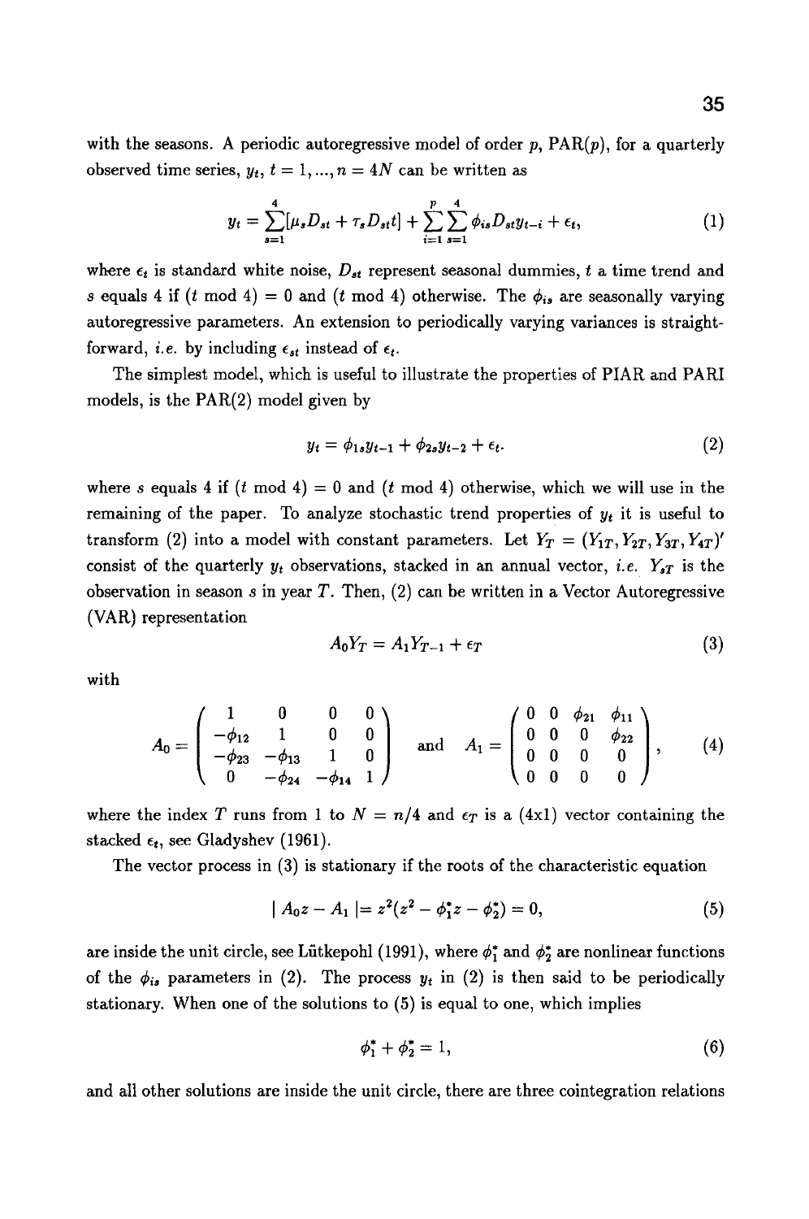with the seasons. A periodic autoregressive model of order $p$, PAR($p$), for a quarterly observed time series, $y_t$, $t = 1, ..., n = 4N$ can be written as

$$y_t = \sum_{s=1}^{4}[\mu_s D_{st} + \tau_s D_{st} t] + \sum_{i=1}^{p}\sum_{s=1}^{4} \phi_{is} D_{st} y_{t-i} + \epsilon_t, \tag{1}$$

where $\epsilon_t$ is standard white noise, $D_{st}$ represent seasonal dummies, $t$ a time trend and $s$ equals 4 if ($t$ mod 4) = 0 and ($t$ mod 4) otherwise. The $\phi_{is}$ are seasonally varying autoregressive parameters. An extension to periodically varying variances is straightforward, *i.e.* by including $\epsilon_{st}$ instead of $\epsilon_t$.

The simplest model, which is useful to illustrate the properties of PIAR and PARI models, is the PAR(2) model given by

$$y_t = \phi_{1s} y_{t-1} + \phi_{2s} y_{t-2} + \epsilon_t. \tag{2}$$

where $s$ equals 4 if ($t$ mod 4) = 0 and ($t$ mod 4) otherwise, which we will use in the remaining of the paper. To analyze stochastic trend properties of $y_t$ it is useful to transform (2) into a model with constant parameters. Let $Y_T = (Y_{1T}, Y_{2T}, Y_{3T}, Y_{4T})'$ consist of the quarterly $y_t$ observations, stacked in an annual vector, *i.e.* $Y_{sT}$ is the observation in season $s$ in year $T$. Then, (2) can be written in a Vector Autoregressive (VAR) representation

$$A_0 Y_T = A_1 Y_{T-1} + \epsilon_T \tag{3}$$

with

$$A_0 = \begin{pmatrix} 1 & 0 & 0 & 0 \\ -\phi_{12} & 1 & 0 & 0 \\ -\phi_{23} & -\phi_{13} & 1 & 0 \\ 0 & -\phi_{24} & -\phi_{14} & 1 \end{pmatrix} \quad \text{and} \quad A_1 = \begin{pmatrix} 0 & 0 & \phi_{21} & \phi_{11} \\ 0 & 0 & 0 & \phi_{22} \\ 0 & 0 & 0 & 0 \\ 0 & 0 & 0 & 0 \end{pmatrix}, \tag{4}$$

where the index $T$ runs from 1 to $N = n/4$ and $\epsilon_T$ is a (4x1) vector containing the stacked $\epsilon_t$, see Gladyshev (1961).

The vector process in (3) is stationary if the roots of the characteristic equation

$$| A_0 z - A_1 | = z^2(z^2 - \phi_1^* z - \phi_2^*) = 0, \tag{5}$$

are inside the unit circle, see Lütkepohl (1991), where $\phi_1^*$ and $\phi_2^*$ are nonlinear functions of the $\phi_{is}$ parameters in (2). The process $y_t$ in (2) is then said to be periodically stationary. When one of the solutions to (5) is equal to one, which implies

$$\phi_1^* + \phi_2^* = 1, \tag{6}$$

and all other solutions are inside the unit circle, there are three cointegration relations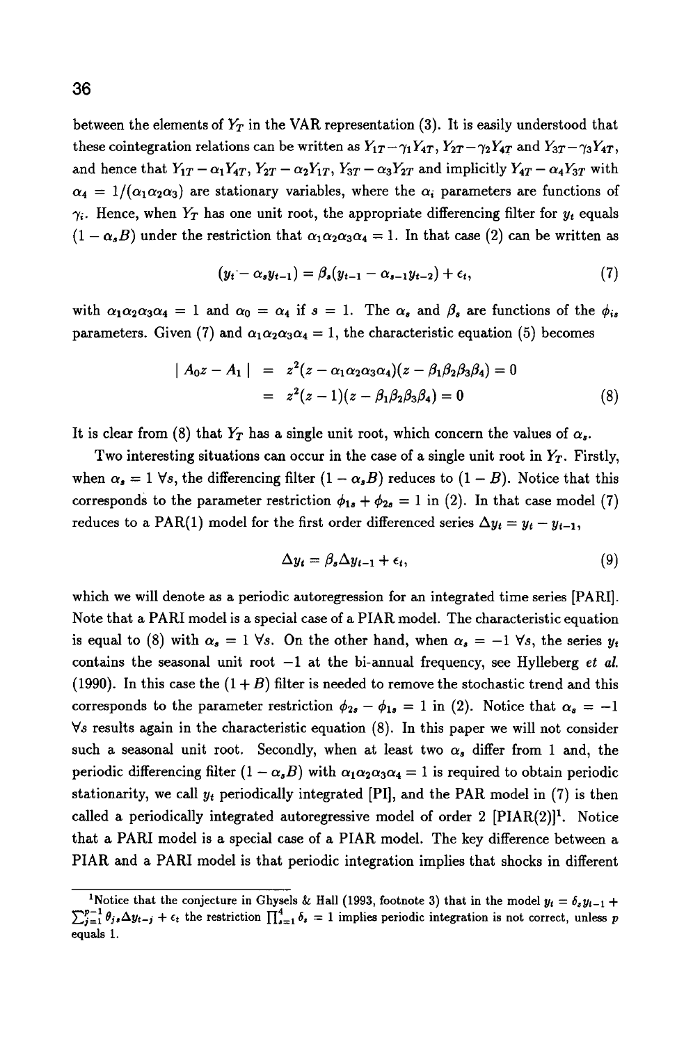between the elements of $Y_T$ in the VAR representation (3). It is easily understood that these cointegration relations can be written as $Y_{1T}-\gamma_1 Y_{4T}$, $Y_{2T}-\gamma_2 Y_{4T}$ and $Y_{3T}-\gamma_3 Y_{4T}$, and hence that $Y_{1T}-\alpha_1 Y_{4T}$, $Y_{2T}-\alpha_2 Y_{1T}$, $Y_{3T}-\alpha_3 Y_{2T}$ and implicitly $Y_{4T}-\alpha_4 Y_{3T}$ with $\alpha_4 = 1/(\alpha_1\alpha_2\alpha_3)$ are stationary variables, where the $\alpha_i$ parameters are functions of $\gamma_i$. Hence, when $Y_T$ has one unit root, the appropriate differencing filter for $y_t$ equals $(1-\alpha_s B)$ under the restriction that $\alpha_1\alpha_2\alpha_3\alpha_4 = 1$. In that case (2) can be written as

$$(y_t - \alpha_s y_{t-1}) = \beta_s(y_{t-1} - \alpha_{s-1}y_{t-2}) + \epsilon_t, \tag{7}$$

with $\alpha_1\alpha_2\alpha_3\alpha_4 = 1$ and $\alpha_0 = \alpha_4$ if $s = 1$. The $\alpha_s$ and $\beta_s$ are functions of the $\phi_{is}$ parameters. Given (7) and $\alpha_1\alpha_2\alpha_3\alpha_4 = 1$, the characteristic equation (5) becomes

$$\begin{aligned} \mid A_0 z - A_1 \mid &= z^2(z-\alpha_1\alpha_2\alpha_3\alpha_4)(z-\beta_1\beta_2\beta_3\beta_4) = 0 \\ &= z^2(z-1)(z-\beta_1\beta_2\beta_3\beta_4) = 0 \end{aligned} \tag{8}$$

It is clear from (8) that $Y_T$ has a single unit root, which concern the values of $\alpha_s$.

Two interesting situations can occur in the case of a single unit root in $Y_T$. Firstly, when $\alpha_s = 1$ $\forall s$, the differencing filter $(1-\alpha_s B)$ reduces to $(1-B)$. Notice that this corresponds to the parameter restriction $\phi_{1s} + \phi_{2s} = 1$ in (2). In that case model (7) reduces to a PAR(1) model for the first order differenced series $\Delta y_t = y_t - y_{t-1}$,

$$\Delta y_t = \beta_s \Delta y_{t-1} + \epsilon_t, \tag{9}$$

which we will denote as a periodic autoregression for an integrated time series [PARI]. Note that a PARI model is a special case of a PIAR model. The characteristic equation is equal to (8) with $\alpha_s = 1$ $\forall s$. On the other hand, when $\alpha_s = -1$ $\forall s$, the series $y_t$ contains the seasonal unit root $-1$ at the bi-annual frequency, see Hylleberg *et al.* (1990). In this case the $(1+B)$ filter is needed to remove the stochastic trend and this corresponds to the parameter restriction $\phi_{2s} - \phi_{1s} = 1$ in (2). Notice that $\alpha_s = -1$ $\forall s$ results again in the characteristic equation (8). In this paper we will not consider such a seasonal unit root. Secondly, when at least two $\alpha_s$ differ from 1 and, the periodic differencing filter $(1-\alpha_s B)$ with $\alpha_1\alpha_2\alpha_3\alpha_4 = 1$ is required to obtain periodic stationarity, we call $y_t$ periodically integrated [PI], and the PAR model in (7) is then called a periodically integrated autoregressive model of order 2 [PIAR(2)][1]. Notice that a PARI model is a special case of a PIAR model. The key difference between a PIAR and a PARI model is that periodic integration implies that shocks in different

[1]Notice that the conjecture in Ghysels & Hall (1993, footnote 3) that in the model $y_t = \delta_s y_{t-1} + \sum_{j=1}^{p-1}\theta_{js}\Delta y_{t-j} + \epsilon_t$ the restriction $\prod_{s=1}^{4}\delta_s = 1$ implies periodic integration is not correct, unless $p$ equals 1.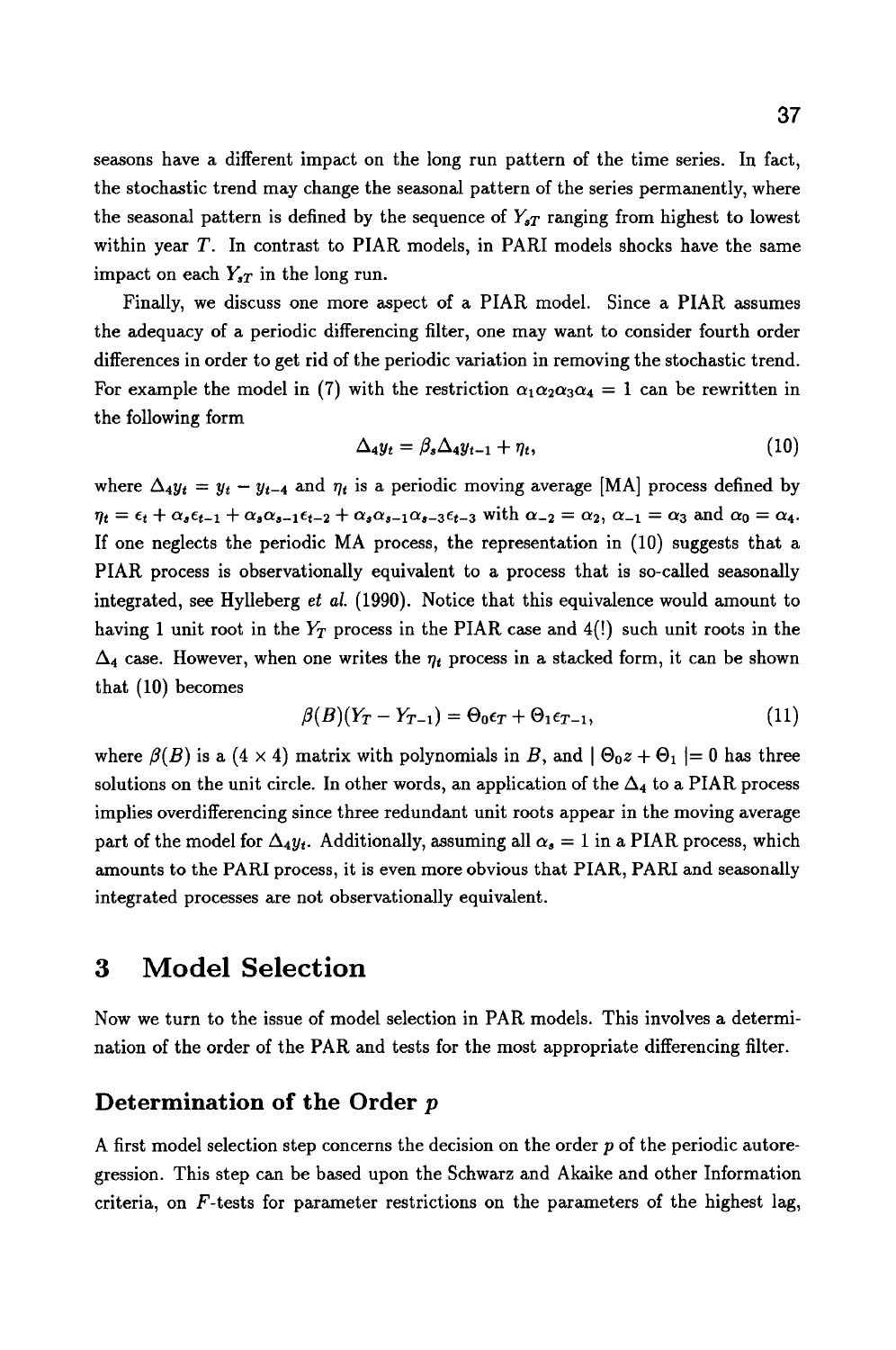seasons have a different impact on the long run pattern of the time series. In fact, the stochastic trend may change the seasonal pattern of the series permanently, where the seasonal pattern is defined by the sequence of $Y_{sT}$ ranging from highest to lowest within year $T$. In contrast to PIAR models, in PARI models shocks have the same impact on each $Y_{sT}$ in the long run.

Finally, we discuss one more aspect of a PIAR model. Since a PIAR assumes the adequacy of a periodic differencing filter, one may want to consider fourth order differences in order to get rid of the periodic variation in removing the stochastic trend. For example the model in (7) with the restriction $\alpha_1\alpha_2\alpha_3\alpha_4 = 1$ can be rewritten in the following form

$$\Delta_4 y_t = \beta_s \Delta_4 y_{t-1} + \eta_t, \tag{10}$$

where $\Delta_4 y_t = y_t - y_{t-4}$ and $\eta_t$ is a periodic moving average [MA] process defined by $\eta_t = \epsilon_t + \alpha_s \epsilon_{t-1} + \alpha_s \alpha_{s-1} \epsilon_{t-2} + \alpha_s \alpha_{s-1} \alpha_{s-3} \epsilon_{t-3}$ with $\alpha_{-2} = \alpha_2$, $\alpha_{-1} = \alpha_3$ and $\alpha_0 = \alpha_4$. If one neglects the periodic MA process, the representation in (10) suggests that a PIAR process is observationally equivalent to a process that is so-called seasonally integrated, see Hylleberg *et al.* (1990). Notice that this equivalence would amount to having 1 unit root in the $Y_T$ process in the PIAR case and 4(!) such unit roots in the $\Delta_4$ case. However, when one writes the $\eta_t$ process in a stacked form, it can be shown that (10) becomes

$$\beta(B)(Y_T - Y_{T-1}) = \Theta_0 \epsilon_T + \Theta_1 \epsilon_{T-1}, \tag{11}$$

where $\beta(B)$ is a $(4 \times 4)$ matrix with polynomials in $B$, and $| \Theta_0 z + \Theta_1 |= 0$ has three solutions on the unit circle. In other words, an application of the $\Delta_4$ to a PIAR process implies overdifferencing since three redundant unit roots appear in the moving average part of the model for $\Delta_4 y_t$. Additionally, assuming all $\alpha_s = 1$ in a PIAR process, which amounts to the PARI process, it is even more obvious that PIAR, PARI and seasonally integrated processes are not observationally equivalent.

# 3 Model Selection

Now we turn to the issue of model selection in PAR models. This involves a determination of the order of the PAR and tests for the most appropriate differencing filter.

## Determination of the Order $p$

A first model selection step concerns the decision on the order $p$ of the periodic autoregression. This step can be based upon the Schwarz and Akaike and other Information criteria, on $F$-tests for parameter restrictions on the parameters of the highest lag,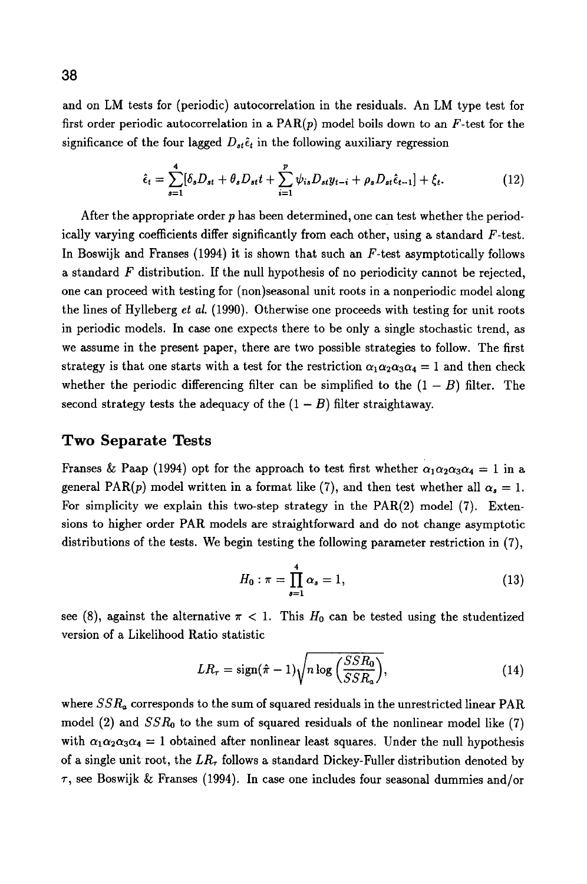and on LM tests for (periodic) autocorrelation in the residuals. An LM type test for first order periodic autocorrelation in a PAR($p$) model boils down to an $F$-test for the significance of the four lagged $D_{st}\hat{\epsilon}_t$ in the following auxiliary regression

$$\hat{\epsilon}_t = \sum_{s=1}^{4}[\delta_s D_{st} + \theta_s D_{st}t + \sum_{i=1}^{p} \psi_{is} D_{st} y_{t-i} + \rho_s D_{st}\hat{\epsilon}_{t-1}] + \xi_t. \tag{12}$$

After the appropriate order $p$ has been determined, one can test whether the periodically varying coefficients differ significantly from each other, using a standard $F$-test. In Boswijk and Franses (1994) it is shown that such an $F$-test asymptotically follows a standard $F$ distribution. If the null hypothesis of no periodicity cannot be rejected, one can proceed with testing for (non)seasonal unit roots in a nonperiodic model along the lines of Hylleberg *et al.* (1990). Otherwise one proceeds with testing for unit roots in periodic models. In case one expects there to be only a single stochastic trend, as we assume in the present paper, there are two possible strategies to follow. The first strategy is that one starts with a test for the restriction $\alpha_1\alpha_2\alpha_3\alpha_4 = 1$ and then check whether the periodic differencing filter can be simplified to the $(1 - B)$ filter. The second strategy tests the adequacy of the $(1 - B)$ filter straightaway.

## Two Separate Tests

Franses & Paap (1994) opt for the approach to test first whether $\alpha_1\alpha_2\alpha_3\alpha_4 = 1$ in a general PAR($p$) model written in a format like (7), and then test whether all $\alpha_s = 1$. For simplicity we explain this two-step strategy in the PAR(2) model (7). Extensions to higher order PAR models are straightforward and do not change asymptotic distributions of the tests. We begin testing the following parameter restriction in (7),

$$H_0 : \pi = \prod_{s=1}^{4} \alpha_s = 1, \tag{13}$$

see (8), against the alternative $\pi < 1$. This $H_0$ can be tested using the studentized version of a Likelihood Ratio statistic

$$LR_\tau = \text{sign}(\hat{\pi} - 1)\sqrt{n \log\left(\frac{SSR_0}{SSR_a}\right)}, \tag{14}$$

where $SSR_a$ corresponds to the sum of squared residuals in the unrestricted linear PAR model (2) and $SSR_0$ to the sum of squared residuals of the nonlinear model like (7) with $\alpha_1\alpha_2\alpha_3\alpha_4 = 1$ obtained after nonlinear least squares. Under the null hypothesis of a single unit root, the $LR_\tau$ follows a standard Dickey-Fuller distribution denoted by $\tau$, see Boswijk & Franses (1994). In case one includes four seasonal dummies and/or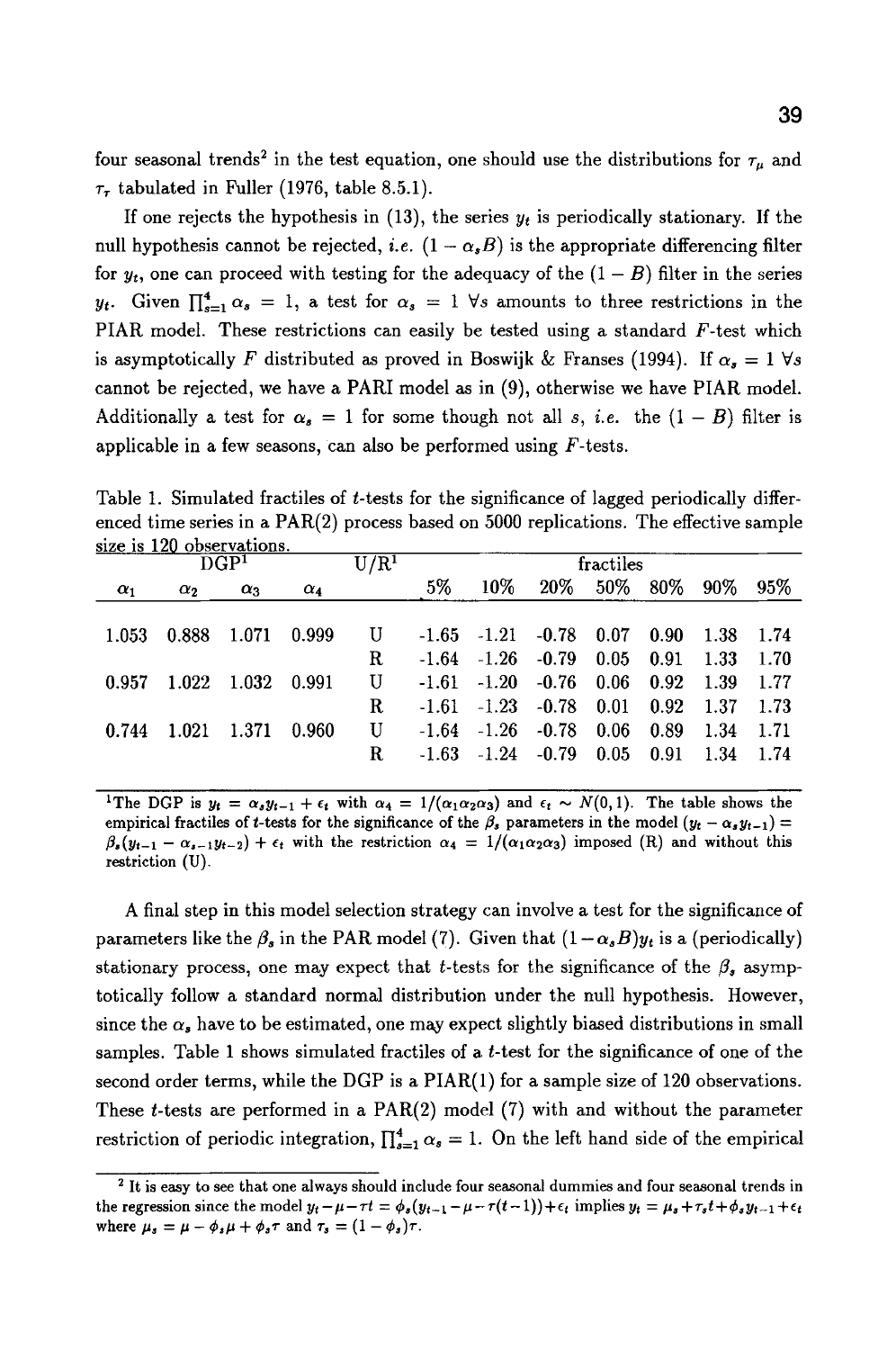four seasonal trends[2] in the test equation, one should use the distributions for $\tau_\mu$ and $\tau_\tau$ tabulated in Fuller (1976, table 8.5.1).

If one rejects the hypothesis in (13), the series $y_t$ is periodically stationary. If the null hypothesis cannot be rejected, *i.e.* $(1 - \alpha_s B)$ is the appropriate differencing filter for $y_t$, one can proceed with testing for the adequacy of the $(1 - B)$ filter in the series $y_t$. Given $\prod_{s=1}^{4} \alpha_s = 1$, a test for $\alpha_s = 1 \; \forall s$ amounts to three restrictions in the PIAR model. These restrictions can easily be tested using a standard $F$-test which is asymptotically $F$ distributed as proved in Boswijk & Franses (1994). If $\alpha_s = 1 \; \forall s$ cannot be rejected, we have a PARI model as in (9), otherwise we have PIAR model. Additionally a test for $\alpha_s = 1$ for some though not all $s$, *i.e.* the $(1 - B)$ filter is applicable in a few seasons, can also be performed using $F$-tests.

Table 1. Simulated fractiles of $t$-tests for the significance of lagged periodically differenced time series in a PAR(2) process based on 5000 replications. The effective sample size is 120 observations.

| DGP[1] | | | | U/R[1] | fractiles | | | | | | |
|---|---|---|---|---|---|---|---|---|---|---|---|
| $\alpha_1$ | $\alpha_2$ | $\alpha_3$ | $\alpha_4$ | | 5% | 10% | 20% | 50% | 80% | 90% | 95% |
| 1.053 | 0.888 | 1.071 | 0.999 | U | -1.65 | -1.21 | -0.78 | 0.07 | 0.90 | 1.38 | 1.74 |
| | | | | R | -1.64 | -1.26 | -0.79 | 0.05 | 0.91 | 1.33 | 1.70 |
| 0.957 | 1.022 | 1.032 | 0.991 | U | -1.61 | -1.20 | -0.76 | 0.06 | 0.92 | 1.39 | 1.77 |
| | | | | R | -1.61 | -1.23 | -0.78 | 0.01 | 0.92 | 1.37 | 1.73 |
| 0.744 | 1.021 | 1.371 | 0.960 | U | -1.64 | -1.26 | -0.78 | 0.06 | 0.89 | 1.34 | 1.71 |
| | | | | R | -1.63 | -1.24 | -0.79 | 0.05 | 0.91 | 1.34 | 1.74 |

[1]The DGP is $y_t = \alpha_s y_{t-1} + \epsilon_t$ with $\alpha_4 = 1/(\alpha_1\alpha_2\alpha_3)$ and $\epsilon_t \sim N(0,1)$. The table shows the empirical fractiles of $t$-tests for the significance of the $\beta_s$ parameters in the model $(y_t - \alpha_s y_{t-1}) = \beta_s(y_{t-1} - \alpha_{s-1}y_{t-2}) + \epsilon_t$ with the restriction $\alpha_4 = 1/(\alpha_1\alpha_2\alpha_3)$ imposed (R) and without this restriction (U).

A final step in this model selection strategy can involve a test for the significance of parameters like the $\beta_s$ in the PAR model (7). Given that $(1-\alpha_s B)y_t$ is a (periodically) stationary process, one may expect that $t$-tests for the significance of the $\beta_s$ asymptotically follow a standard normal distribution under the null hypothesis. However, since the $\alpha_s$ have to be estimated, one may expect slightly biased distributions in small samples. Table 1 shows simulated fractiles of a $t$-test for the significance of one of the second order terms, while the DGP is a PIAR(1) for a sample size of 120 observations. These $t$-tests are performed in a PAR(2) model (7) with and without the parameter restriction of periodic integration, $\prod_{s=1}^{4} \alpha_s = 1$. On the left hand side of the empirical

[2] It is easy to see that one always should include four seasonal dummies and four seasonal trends in the regression since the model $y_t - \mu - \tau t = \phi_s(y_{t-1} - \mu - \tau(t-1)) + \epsilon_t$ implies $y_t = \mu_s + \tau_s t + \phi_s y_{t-1} + \epsilon_t$ where $\mu_s = \mu - \phi_s\mu + \phi_s\tau$ and $\tau_s = (1 - \phi_s)\tau$.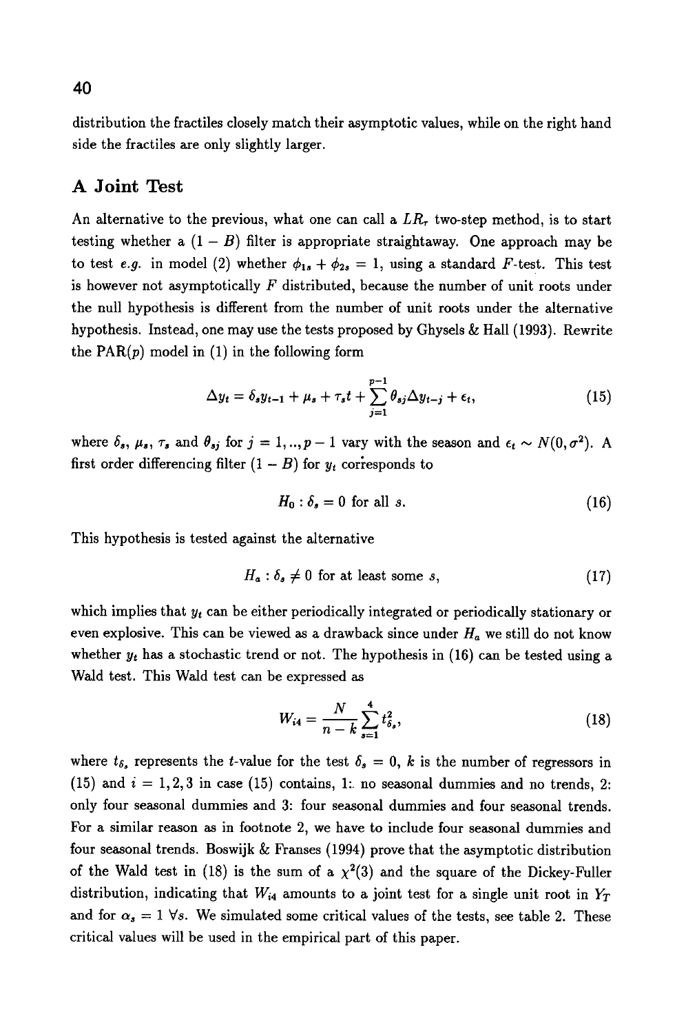distribution the fractiles closely match their asymptotic values, while on the right hand side the fractiles are only slightly larger.

## A Joint Test

An alternative to the previous, what one can call a $LR_\tau$ two-step method, is to start testing whether a $(1-B)$ filter is appropriate straightaway. One approach may be to test *e.g.* in model (2) whether $\phi_{1s} + \phi_{2s} = 1$, using a standard $F$-test. This test is however not asymptotically $F$ distributed, because the number of unit roots under the null hypothesis is different from the number of unit roots under the alternative hypothesis. Instead, one may use the tests proposed by Ghysels & Hall (1993). Rewrite the PAR($p$) model in (1) in the following form

$$\Delta y_t = \delta_s y_{t-1} + \mu_s + \tau_s t + \sum_{j=1}^{p-1} \theta_{sj} \Delta y_{t-j} + \epsilon_t, \tag{15}$$

where $\delta_s$, $\mu_s$, $\tau_s$ and $\theta_{sj}$ for $j = 1,..,p-1$ vary with the season and $\epsilon_t \sim N(0, \sigma^2)$. A first order differencing filter $(1-B)$ for $y_t$ corresponds to

$$H_0 : \delta_s = 0 \text{ for all } s. \tag{16}$$

This hypothesis is tested against the alternative

$$H_a : \delta_s \neq 0 \text{ for at least some } s, \tag{17}$$

which implies that $y_t$ can be either periodically integrated or periodically stationary or even explosive. This can be viewed as a drawback since under $H_a$ we still do not know whether $y_t$ has a stochastic trend or not. The hypothesis in (16) can be tested using a Wald test. This Wald test can be expressed as

$$W_{i4} = \frac{N}{n-k} \sum_{s=1}^{4} t_{\delta_s}^2, \tag{18}$$

where $t_{\delta_s}$ represents the $t$-value for the test $\delta_s = 0$, $k$ is the number of regressors in (15) and $i = 1, 2, 3$ in case (15) contains, 1: no seasonal dummies and no trends, 2: only four seasonal dummies and 3: four seasonal dummies and four seasonal trends. For a similar reason as in footnote 2, we have to include four seasonal dummies and four seasonal trends. Boswijk & Franses (1994) prove that the asymptotic distribution of the Wald test in (18) is the sum of a $\chi^2(3)$ and the square of the Dickey-Fuller distribution, indicating that $W_{i4}$ amounts to a joint test for a single unit root in $Y_T$ and for $\alpha_s = 1$ $\forall s$. We simulated some critical values of the tests, see table 2. These critical values will be used in the empirical part of this paper.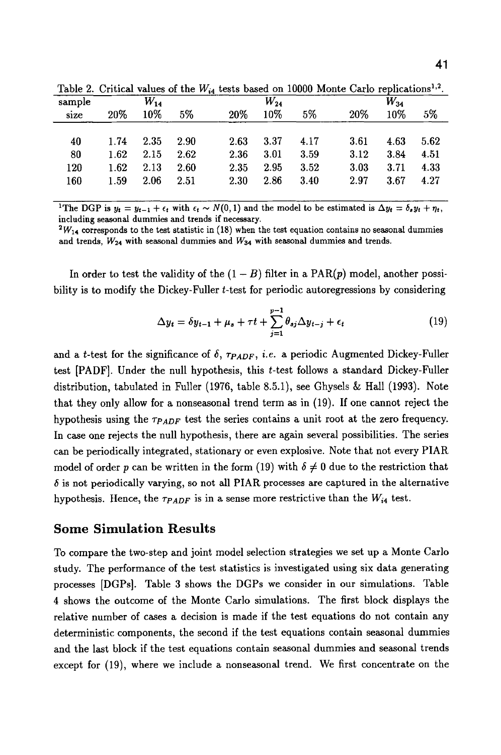Table 2. Critical values of the $W_{i4}$ tests based on 10000 Monte Carlo replications[1,2].

| sample size | $W_{14}$ 20% | $W_{14}$ 10% | $W_{14}$ 5% | $W_{24}$ 20% | $W_{24}$ 10% | $W_{24}$ 5% | $W_{34}$ 20% | $W_{34}$ 10% | $W_{34}$ 5% |
|---|---|---|---|---|---|---|---|---|---|
| 40 | 1.74 | 2.35 | 2.90 | 2.63 | 3.37 | 4.17 | 3.61 | 4.63 | 5.62 |
| 80 | 1.62 | 2.15 | 2.62 | 2.36 | 3.01 | 3.59 | 3.12 | 3.84 | 4.51 |
| 120 | 1.62 | 2.13 | 2.60 | 2.35 | 2.95 | 3.52 | 3.03 | 3.71 | 4.33 |
| 160 | 1.59 | 2.06 | 2.51 | 2.30 | 2.86 | 3.40 | 2.97 | 3.67 | 4.27 |

[1]The DGP is $y_t = y_{t-1} + \epsilon_t$ with $\epsilon_t \sim N(0,1)$ and the model to be estimated is $\Delta y_t = \delta_s y_t + \eta_t$, including seasonal dummies and trends if necessary.
[2]$W_{14}$ corresponds to the test statistic in (18) when the test equation contains no seasonal dummies and trends, $W_{24}$ with seasonal dummies and $W_{34}$ with seasonal dummies and trends.

In order to test the validity of the $(1 - B)$ filter in a PAR($p$) model, another possibility is to modify the Dickey-Fuller $t$-test for periodic autoregressions by considering

$$\Delta y_t = \delta y_{t-1} + \mu_s + \tau t + \sum_{j=1}^{p-1} \theta_{sj} \Delta y_{t-j} + \epsilon_t \tag{19}$$

and a $t$-test for the significance of $\delta$, $\tau_{PADF}$, *i.e.* a periodic Augmented Dickey-Fuller test [PADF]. Under the null hypothesis, this $t$-test follows a standard Dickey-Fuller distribution, tabulated in Fuller (1976, table 8.5.1), see Ghysels & Hall (1993). Note that they only allow for a nonseasonal trend term as in (19). If one cannot reject the hypothesis using the $\tau_{PADF}$ test the series contains a unit root at the zero frequency. In case one rejects the null hypothesis, there are again several possibilities. The series can be periodically integrated, stationary or even explosive. Note that not every PIAR model of order $p$ can be written in the form (19) with $\delta \neq 0$ due to the restriction that $\delta$ is not periodically varying, so not all PIAR processes are captured in the alternative hypothesis. Hence, the $\tau_{PADF}$ is in a sense more restrictive than the $W_{i4}$ test.

## Some Simulation Results

To compare the two-step and joint model selection strategies we set up a Monte Carlo study. The performance of the test statistics is investigated using six data generating processes [DGPs]. Table 3 shows the DGPs we consider in our simulations. Table 4 shows the outcome of the Monte Carlo simulations. The first block displays the relative number of cases a decision is made if the test equations do not contain any deterministic components, the second if the test equations contain seasonal dummies and the last block if the test equations contain seasonal dummies and seasonal trends except for (19), where we include a nonseasonal trend. We first concentrate on the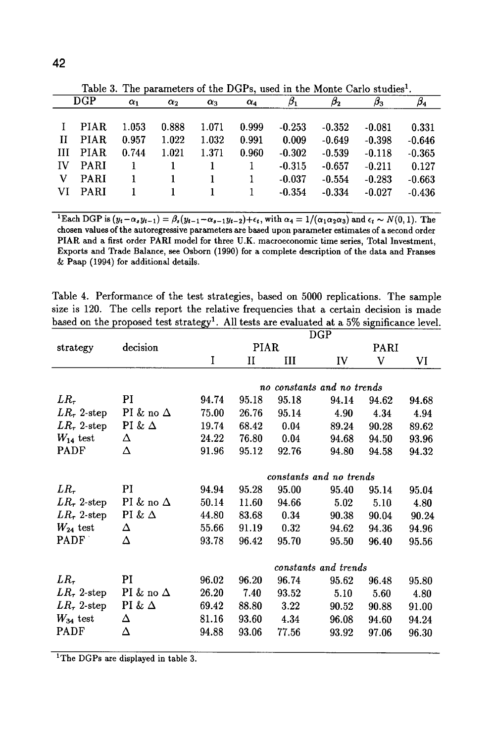Table 3. The parameters of the DGPs, used in the Monte Carlo studies[1].

| DGP | | $\alpha_1$ | $\alpha_2$ | $\alpha_3$ | $\alpha_4$ | $\beta_1$ | $\beta_2$ | $\beta_3$ | $\beta_4$ |
|---|---|---|---|---|---|---|---|---|---|
| I | PIAR | 1.053 | 0.888 | 1.071 | 0.999 | -0.253 | -0.352 | -0.081 | 0.331 |
| II | PIAR | 0.957 | 1.022 | 1.032 | 0.991 | 0.009 | -0.649 | -0.398 | -0.646 |
| III | PIAR | 0.744 | 1.021 | 1.371 | 0.960 | -0.302 | -0.539 | -0.118 | -0.365 |
| IV | PARI | 1 | 1 | 1 | 1 | -0.315 | -0.657 | -0.211 | 0.127 |
| V | PARI | 1 | 1 | 1 | 1 | -0.037 | -0.554 | -0.283 | -0.663 |
| VI | PARI | 1 | 1 | 1 | 1 | -0.354 | -0.334 | -0.027 | -0.436 |

[1]Each DGP is $(y_t - \alpha_s y_{t-1}) = \beta_s(y_{t-1} - \alpha_{s-1} y_{t-2}) + \epsilon_t$, with $\alpha_4 = 1/(\alpha_1\alpha_2\alpha_3)$ and $\epsilon_t \sim N(0,1)$. The chosen values of the autoregressive parameters are based upon parameter estimates of a second order PIAR and a first order PARI model for three U.K. macroeconomic time series, Total Investment, Exports and Trade Balance, see Osborn (1990) for a complete description of the data and Franses & Paap (1994) for additional details.

Table 4. Performance of the test strategies, based on 5000 replications. The sample size is 120. The cells report the relative frequencies that a certain decision is made based on the proposed test strategy[1]. All tests are evaluated at a 5% significance level.

| strategy | decision | DGP PIAR I | II | III | PARI IV | V | VI |
|---|---|---|---|---|---|---|---|
| | | *no constants and no trends* | | | | | |
| $LR_\tau$ | PI | 94.74 | 95.18 | 95.18 | 94.14 | 94.62 | 94.68 |
| $LR_\tau$ 2-step | PI & no $\Delta$ | 75.00 | 26.76 | 95.14 | 4.90 | 4.34 | 4.94 |
| $LR_\tau$ 2-step | PI & $\Delta$ | 19.74 | 68.42 | 0.04 | 89.24 | 90.28 | 89.62 |
| $W_{14}$ test | $\Delta$ | 24.22 | 76.80 | 0.04 | 94.68 | 94.50 | 93.96 |
| PADF | $\Delta$ | 91.96 | 95.12 | 92.76 | 94.80 | 94.58 | 94.32 |
| | | *constants and no trends* | | | | | |
| $LR_\tau$ | PI | 94.94 | 95.28 | 95.00 | 95.40 | 95.14 | 95.04 |
| $LR_\tau$ 2-step | PI & no $\Delta$ | 50.14 | 11.60 | 94.66 | 5.02 | 5.10 | 4.80 |
| $LR_\tau$ 2-step | PI & $\Delta$ | 44.80 | 83.68 | 0.34 | 90.38 | 90.04 | 90.24 |
| $W_{24}$ test | $\Delta$ | 55.66 | 91.19 | 0.32 | 94.62 | 94.36 | 94.96 |
| PADF | $\Delta$ | 93.78 | 96.42 | 95.70 | 95.50 | 96.40 | 95.56 |
| | | *constants and trends* | | | | | |
| $LR_\tau$ | PI | 96.02 | 96.20 | 96.74 | 95.62 | 96.48 | 95.80 |
| $LR_\tau$ 2-step | PI & no $\Delta$ | 26.20 | 7.40 | 93.52 | 5.10 | 5.60 | 4.80 |
| $LR_\tau$ 2-step | PI & $\Delta$ | 69.42 | 88.80 | 3.22 | 90.52 | 90.88 | 91.00 |
| $W_{34}$ test | $\Delta$ | 81.16 | 93.60 | 4.34 | 96.08 | 94.60 | 94.24 |
| PADF | $\Delta$ | 94.88 | 93.06 | 77.56 | 93.92 | 97.06 | 96.30 |

[1]The DGPs are displayed in table 3.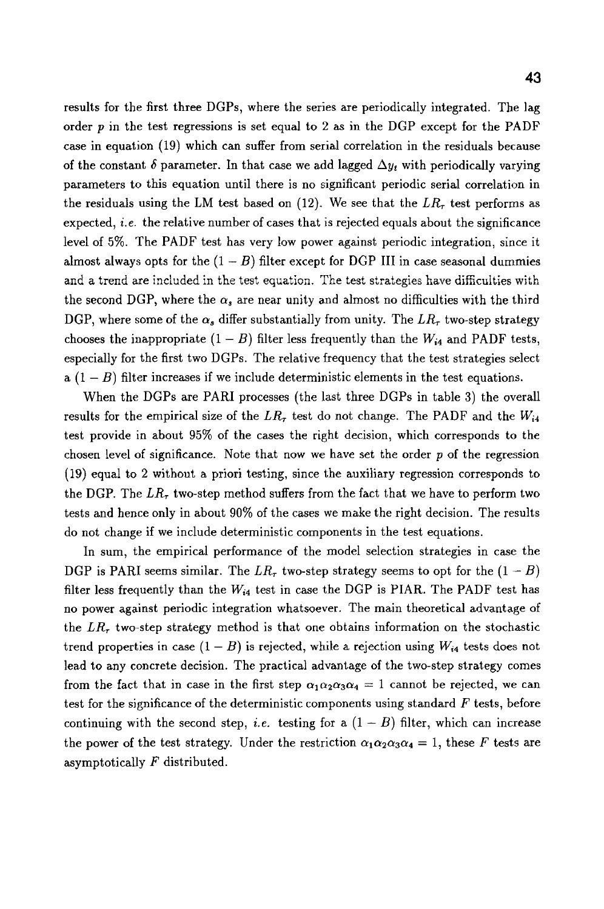results for the first three DGPs, where the series are periodically integrated. The lag order $p$ in the test regressions is set equal to 2 as in the DGP except for the PADF case in equation (19) which can suffer from serial correlation in the residuals because of the constant $\delta$ parameter. In that case we add lagged $\Delta y_t$ with periodically varying parameters to this equation until there is no significant periodic serial correlation in the residuals using the LM test based on (12). We see that the $LR_\tau$ test performs as expected, *i.e.* the relative number of cases that is rejected equals about the significance level of 5%. The PADF test has very low power against periodic integration, since it almost always opts for the $(1-B)$ filter except for DGP III in case seasonal dummies and a trend are included in the test equation. The test strategies have difficulties with the second DGP, where the $\alpha_s$ are near unity and almost no difficulties with the third DGP, where some of the $\alpha_s$ differ substantially from unity. The $LR_\tau$ two-step strategy chooses the inappropriate $(1-B)$ filter less frequently than the $W_{i4}$ and PADF tests, especially for the first two DGPs. The relative frequency that the test strategies select a $(1-B)$ filter increases if we include deterministic elements in the test equations.

When the DGPs are PARI processes (the last three DGPs in table 3) the overall results for the empirical size of the $LR_\tau$ test do not change. The PADF and the $W_{i4}$ test provide in about 95% of the cases the right decision, which corresponds to the chosen level of significance. Note that now we have set the order $p$ of the regression (19) equal to 2 without a priori testing, since the auxiliary regression corresponds to the DGP. The $LR_\tau$ two-step method suffers from the fact that we have to perform two tests and hence only in about 90% of the cases we make the right decision. The results do not change if we include deterministic components in the test equations.

In sum, the empirical performance of the model selection strategies in case the DGP is PARI seems similar. The $LR_\tau$ two-step strategy seems to opt for the $(1-B)$ filter less frequently than the $W_{i4}$ test in case the DGP is PIAR. The PADF test has no power against periodic integration whatsoever. The main theoretical advantage of the $LR_\tau$ two-step strategy method is that one obtains information on the stochastic trend properties in case $(1-B)$ is rejected, while a rejection using $W_{i4}$ tests does not lead to any concrete decision. The practical advantage of the two-step strategy comes from the fact that in case in the first step $\alpha_1\alpha_2\alpha_3\alpha_4 = 1$ cannot be rejected, we can test for the significance of the deterministic components using standard $F$ tests, before continuing with the second step, *i.e.* testing for a $(1-B)$ filter, which can increase the power of the test strategy. Under the restriction $\alpha_1\alpha_2\alpha_3\alpha_4 = 1$, these $F$ tests are asymptotically $F$ distributed.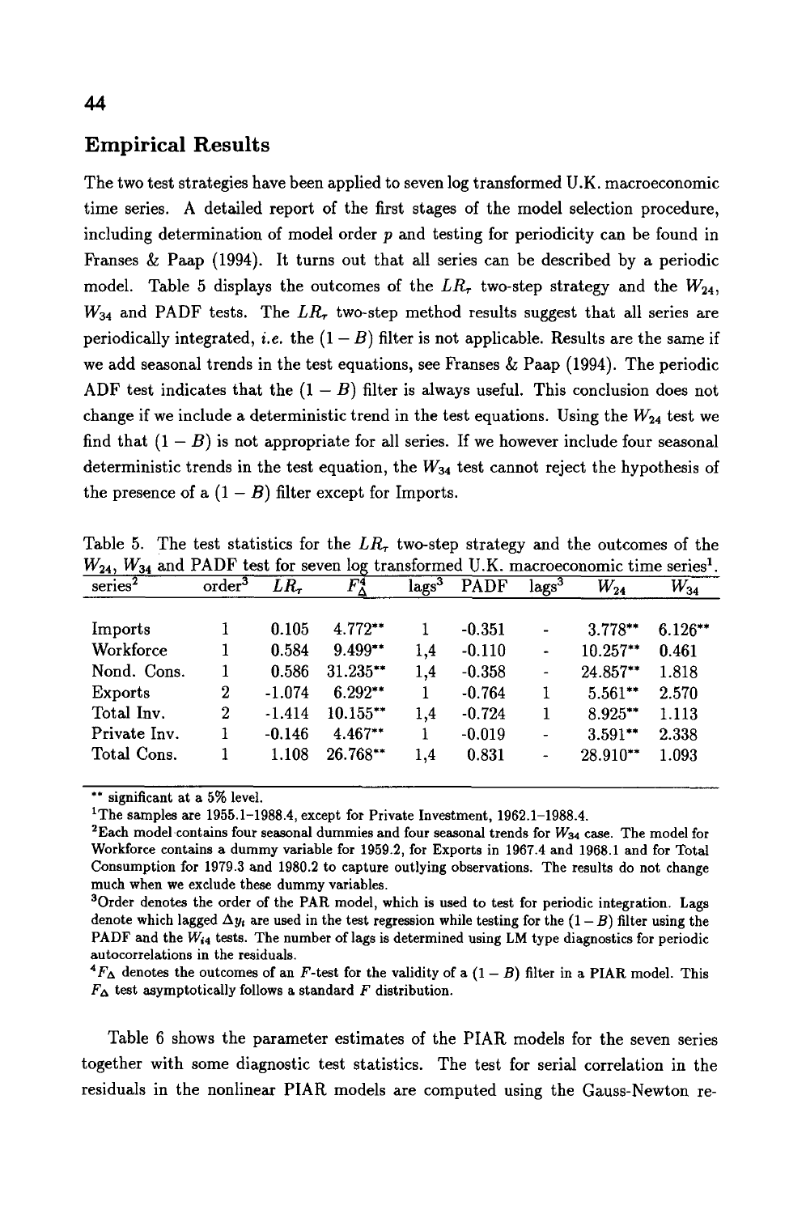## Empirical Results

The two test strategies have been applied to seven log transformed U.K. macroeconomic time series. A detailed report of the first stages of the model selection procedure, including determination of model order $p$ and testing for periodicity can be found in Franses & Paap (1994). It turns out that all series can be described by a periodic model. Table 5 displays the outcomes of the $LR_\tau$ two-step strategy and the $W_{24}$, $W_{34}$ and PADF tests. The $LR_\tau$ two-step method results suggest that all series are periodically integrated, *i.e.* the $(1 - B)$ filter is not applicable. Results are the same if we add seasonal trends in the test equations, see Franses & Paap (1994). The periodic ADF test indicates that the $(1 - B)$ filter is always useful. This conclusion does not change if we include a deterministic trend in the test equations. Using the $W_{24}$ test we find that $(1 - B)$ is not appropriate for all series. If we however include four seasonal deterministic trends in the test equation, the $W_{34}$ test cannot reject the hypothesis of the presence of a $(1 - B)$ filter except for Imports.

Table 5. The test statistics for the $LR_\tau$ two-step strategy and the outcomes of the $W_{24}$, $W_{34}$ and PADF test for seven log transformed U.K. macroeconomic time series[1].

| series[2] | order[3] | $LR_\tau$ | $F_\Delta^4$ | lags[3] | PADF | lags[3] | $W_{24}$ | $W_{34}$ |
|---|---|---|---|---|---|---|---|---|
| Imports | 1 | 0.105 | 4.772** | 1 | -0.351 | - | 3.778** | 6.126** |
| Workforce | 1 | 0.584 | 9.499** | 1,4 | -0.110 | - | 10.257** | 0.461 |
| Nond. Cons. | 1 | 0.586 | 31.235** | 1,4 | -0.358 | - | 24.857** | 1.818 |
| Exports | 2 | -1.074 | 6.292** | 1 | -0.764 | 1 | 5.561** | 2.570 |
| Total Inv. | 2 | -1.414 | 10.155** | 1,4 | -0.724 | 1 | 8.925** | 1.113 |
| Private Inv. | 1 | -0.146 | 4.467** | 1 | -0.019 | - | 3.591** | 2.338 |
| Total Cons. | 1 | 1.108 | 26.768** | 1,4 | 0.831 | - | 28.910** | 1.093 |

** significant at a 5% level.

[1]The samples are 1955.1–1988.4, except for Private Investment, 1962.1–1988.4.

[2]Each model contains four seasonal dummies and four seasonal trends for $W_{34}$ case. The model for Workforce contains a dummy variable for 1959.2, for Exports in 1967.4 and 1968.1 and for Total Consumption for 1979.3 and 1980.2 to capture outlying observations. The results do not change much when we exclude these dummy variables.

[3]Order denotes the order of the PAR model, which is used to test for periodic integration. Lags denote which lagged $\Delta y_t$ are used in the test regression while testing for the $(1 - B)$ filter using the PADF and the $W_{i4}$ tests. The number of lags is determined using LM type diagnostics for periodic autocorrelations in the residuals.

[4]$F_\Delta$ denotes the outcomes of an $F$-test for the validity of a $(1 - B)$ filter in a PIAR model. This $F_\Delta$ test asymptotically follows a standard $F$ distribution.

Table 6 shows the parameter estimates of the PIAR models for the seven series together with some diagnostic test statistics. The test for serial correlation in the residuals in the nonlinear PIAR models are computed using the Gauss-Newton re-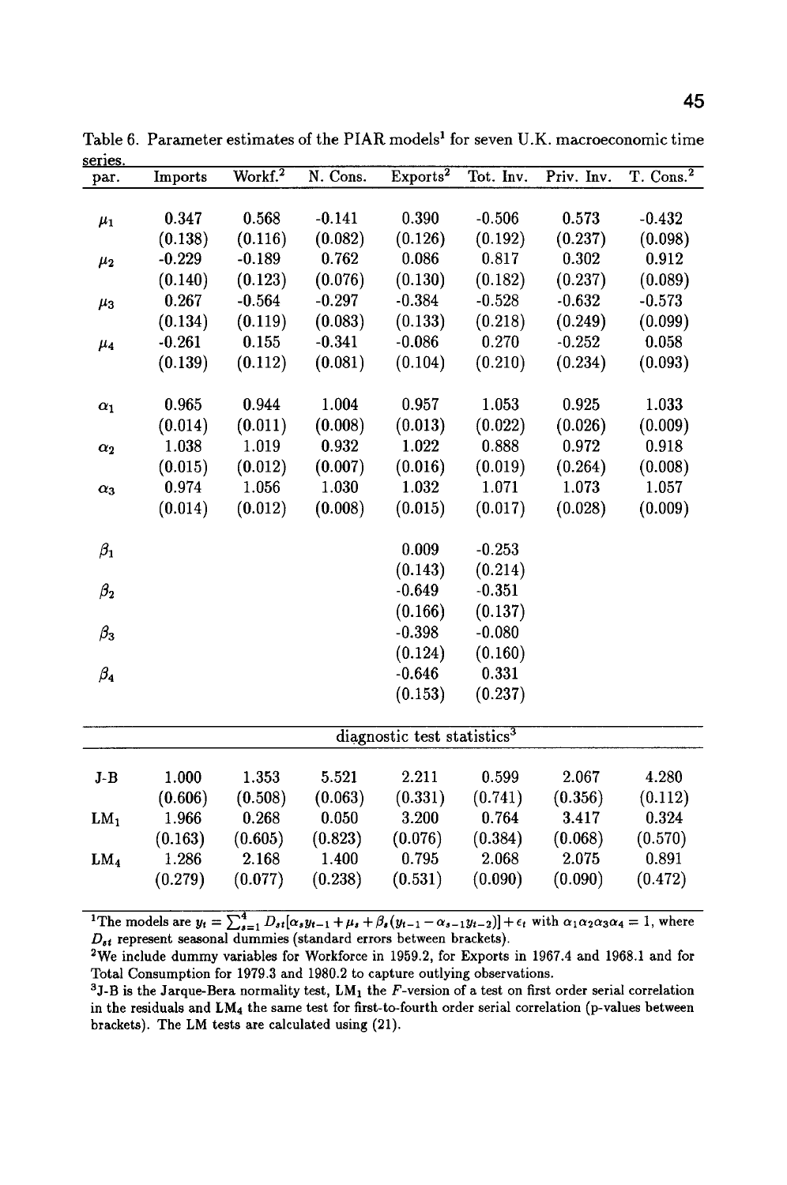Table 6. Parameter estimates of the PIAR models[1] for seven U.K. macroeconomic time series.

| par. | Imports | Workf.[2] | N. Cons. | Exports[2] | Tot. Inv. | Priv. Inv. | T. Cons.[2] |
|---|---|---|---|---|---|---|---|
| $\mu_1$ | 0.347 | 0.568 | -0.141 | 0.390 | -0.506 | 0.573 | -0.432 |
| | (0.138) | (0.116) | (0.082) | (0.126) | (0.192) | (0.237) | (0.098) |
| $\mu_2$ | -0.229 | -0.189 | 0.762 | 0.086 | 0.817 | 0.302 | 0.912 |
| | (0.140) | (0.123) | (0.076) | (0.130) | (0.182) | (0.237) | (0.089) |
| $\mu_3$ | 0.267 | -0.564 | -0.297 | -0.384 | -0.528 | -0.632 | -0.573 |
| | (0.134) | (0.119) | (0.083) | (0.133) | (0.218) | (0.249) | (0.099) |
| $\mu_4$ | -0.261 | 0.155 | -0.341 | -0.086 | 0.270 | -0.252 | 0.058 |
| | (0.139) | (0.112) | (0.081) | (0.104) | (0.210) | (0.234) | (0.093) |
| $\alpha_1$ | 0.965 | 0.944 | 1.004 | 0.957 | 1.053 | 0.925 | 1.033 |
| | (0.014) | (0.011) | (0.008) | (0.013) | (0.022) | (0.026) | (0.009) |
| $\alpha_2$ | 1.038 | 1.019 | 0.932 | 1.022 | 0.888 | 0.972 | 0.918 |
| | (0.015) | (0.012) | (0.007) | (0.016) | (0.019) | (0.264) | (0.008) |
| $\alpha_3$ | 0.974 | 1.056 | 1.030 | 1.032 | 1.071 | 1.073 | 1.057 |
| | (0.014) | (0.012) | (0.008) | (0.015) | (0.017) | (0.028) | (0.009) |
| $\beta_1$ | | | | 0.009 | -0.253 | | |
| | | | | (0.143) | (0.214) | | |
| $\beta_2$ | | | | -0.649 | -0.351 | | |
| | | | | (0.166) | (0.137) | | |
| $\beta_3$ | | | | -0.398 | -0.080 | | |
| | | | | (0.124) | (0.160) | | |
| $\beta_4$ | | | | -0.646 | 0.331 | | |
| | | | | (0.153) | (0.237) | | |
| | diagnostic test statistics[3] | | | | | | |
| J-B | 1.000 | 1.353 | 5.521 | 2.211 | 0.599 | 2.067 | 4.280 |
| | (0.606) | (0.508) | (0.063) | (0.331) | (0.741) | (0.356) | (0.112) |
| $LM_1$ | 1.966 | 0.268 | 0.050 | 3.200 | 0.764 | 3.417 | 0.324 |
| | (0.163) | (0.605) | (0.823) | (0.076) | (0.384) | (0.068) | (0.570) |
| $LM_4$ | 1.286 | 2.168 | 1.400 | 0.795 | 2.068 | 2.075 | 0.891 |
| | (0.279) | (0.077) | (0.238) | (0.531) | (0.090) | (0.090) | (0.472) |

[1]The models are $y_t = \sum_{s=1}^{4} D_{st}[\alpha_s y_{t-1} + \mu_s + \beta_s(y_{t-1} - \alpha_{s-1}y_{t-2})] + \epsilon_t$ with $\alpha_1\alpha_2\alpha_3\alpha_4 = 1$, where $D_{st}$ represent seasonal dummies (standard errors between brackets).

[2]We include dummy variables for Workforce in 1959.2, for Exports in 1967.4 and 1968.1 and for Total Consumption for 1979.3 and 1980.2 to capture outlying observations.

[3]J-B is the Jarque-Bera normality test, $LM_1$ the $F$-version of a test on first order serial correlation in the residuals and $LM_4$ the same test for first-to-fourth order serial correlation (p-values between brackets). The LM tests are calculated using (21).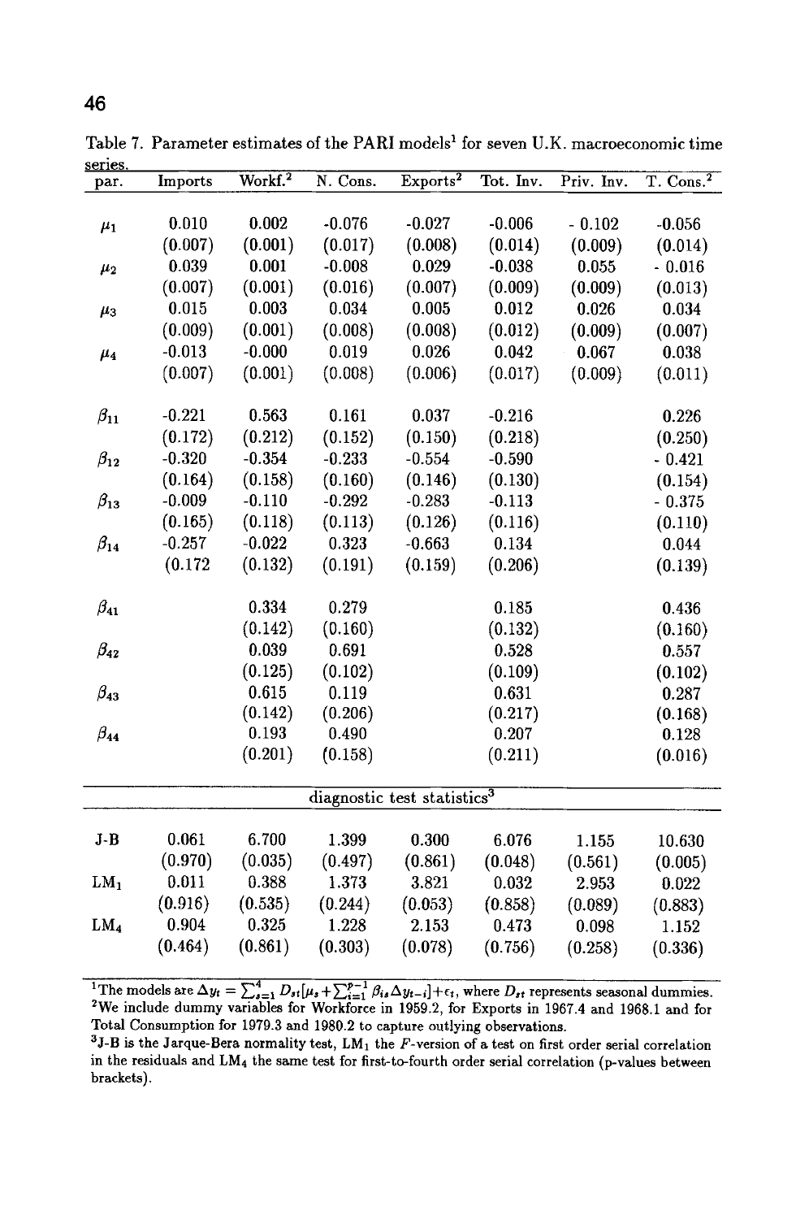Table 7. Parameter estimates of the PARI models[1] for seven U.K. macroeconomic time series.

| par. | Imports | Workf.[2] | N. Cons. | Exports[2] | Tot. Inv. | Priv. Inv. | T. Cons.[2] |
|---|---|---|---|---|---|---|---|
| $\mu_1$ | 0.010 | 0.002 | -0.076 | -0.027 | -0.006 | - 0.102 | -0.056 |
| | (0.007) | (0.001) | (0.017) | (0.008) | (0.014) | (0.009) | (0.014) |
| $\mu_2$ | 0.039 | 0.001 | -0.008 | 0.029 | -0.038 | 0.055 | - 0.016 |
| | (0.007) | (0.001) | (0.016) | (0.007) | (0.009) | (0.009) | (0.013) |
| $\mu_3$ | 0.015 | 0.003 | 0.034 | 0.005 | 0.012 | 0.026 | 0.034 |
| | (0.009) | (0.001) | (0.008) | (0.008) | (0.012) | (0.009) | (0.007) |
| $\mu_4$ | -0.013 | -0.000 | 0.019 | 0.026 | 0.042 | 0.067 | 0.038 |
| | (0.007) | (0.001) | (0.008) | (0.006) | (0.017) | (0.009) | (0.011) |
| $\beta_{11}$ | -0.221 | 0.563 | 0.161 | 0.037 | -0.216 | | 0.226 |
| | (0.172) | (0.212) | (0.152) | (0.150) | (0.218) | | (0.250) |
| $\beta_{12}$ | -0.320 | -0.354 | -0.233 | -0.554 | -0.590 | | - 0.421 |
| | (0.164) | (0.158) | (0.160) | (0.146) | (0.130) | | (0.154) |
| $\beta_{13}$ | -0.009 | -0.110 | -0.292 | -0.283 | -0.113 | | - 0.375 |
| | (0.165) | (0.118) | (0.113) | (0.126) | (0.116) | | (0.110) |
| $\beta_{14}$ | -0.257 | -0.022 | 0.323 | -0.663 | 0.134 | | 0.044 |
| | (0.172 | (0.132) | (0.191) | (0.159) | (0.206) | | (0.139) |
| $\beta_{41}$ | | 0.334 | 0.279 | | 0.185 | | 0.436 |
| | | (0.142) | (0.160) | | (0.132) | | (0.160) |
| $\beta_{42}$ | | 0.039 | 0.691 | | 0.528 | | 0.557 |
| | | (0.125) | (0.102) | | (0.109) | | (0.102) |
| $\beta_{43}$ | | 0.615 | 0.119 | | 0.631 | | 0.287 |
| | | (0.142) | (0.206) | | (0.217) | | (0.168) |
| $\beta_{44}$ | | 0.193 | 0.490 | | 0.207 | | 0.128 |
| | | (0.201) | (0.158) | | (0.211) | | (0.016) |
| | | | diagnostic test statistics[3] | | | | |
| J-B | 0.061 | 6.700 | 1.399 | 0.300 | 6.076 | 1.155 | 10.630 |
| | (0.970) | (0.035) | (0.497) | (0.861) | (0.048) | (0.561) | (0.005) |
| $LM_1$ | 0.011 | 0.388 | 1.373 | 3.821 | 0.032 | 2.953 | 0.022 |
| | (0.916) | (0.535) | (0.244) | (0.053) | (0.858) | (0.089) | (0.883) |
| $LM_4$ | 0.904 | 0.325 | 1.228 | 2.153 | 0.473 | 0.098 | 1.152 |
| | (0.464) | (0.861) | (0.303) | (0.078) | (0.756) | (0.258) | (0.336) |

[1]The models are $\Delta y_t = \sum_{s=1}^{4} D_{st}[\mu_s + \sum_{i=1}^{p-1} \beta_{is}\Delta y_{t-i}] + \epsilon_t$, where $D_{st}$ represents seasonal dummies.
[2]We include dummy variables for Workforce in 1959.2, for Exports in 1967.4 and 1968.1 and for Total Consumption for 1979.3 and 1980.2 to capture outlying observations.
[3]J-B is the Jarque-Bera normality test, $LM_1$ the $F$-version of a test on first order serial correlation in the residuals and $LM_4$ the same test for first-to-fourth order serial correlation (p-values between brackets).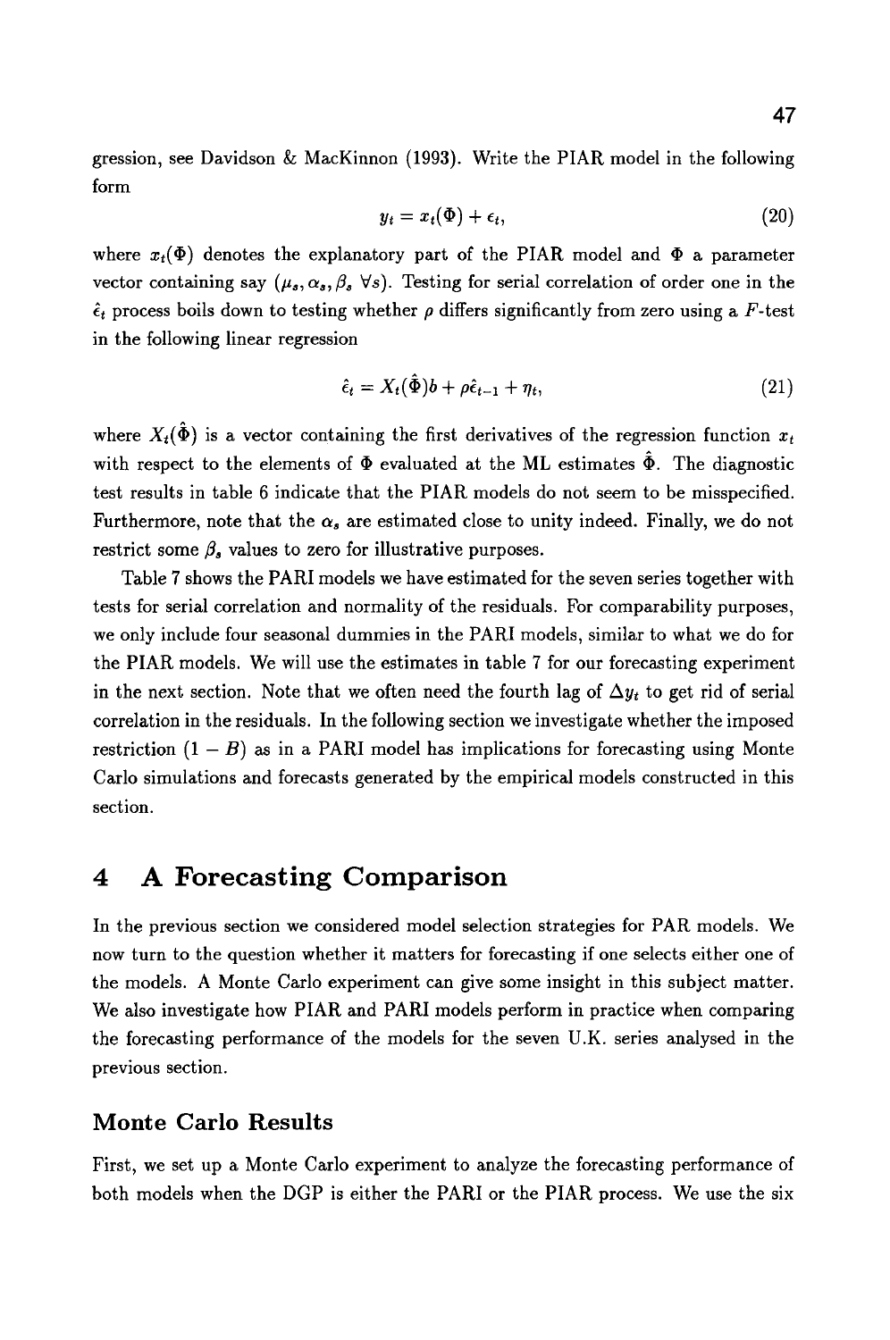gression, see Davidson & MacKinnon (1993). Write the PIAR model in the following form

$$y_t = x_t(\Phi) + \epsilon_t, \tag{20}$$

where $x_t(\Phi)$ denotes the explanatory part of the PIAR model and $\Phi$ a parameter vector containing say $(\mu_s, \alpha_s, \beta_s \; \forall s)$. Testing for serial correlation of order one in the $\hat{\epsilon}_t$ process boils down to testing whether $\rho$ differs significantly from zero using a $F$-test in the following linear regression

$$\hat{\epsilon}_t = X_t(\hat{\Phi})b + \rho\hat{\epsilon}_{t-1} + \eta_t, \tag{21}$$

where $X_t(\hat{\Phi})$ is a vector containing the first derivatives of the regression function $x_t$ with respect to the elements of $\Phi$ evaluated at the ML estimates $\hat{\Phi}$. The diagnostic test results in table 6 indicate that the PIAR models do not seem to be misspecified. Furthermore, note that the $\alpha_s$ are estimated close to unity indeed. Finally, we do not restrict some $\beta_s$ values to zero for illustrative purposes.

Table 7 shows the PARI models we have estimated for the seven series together with tests for serial correlation and normality of the residuals. For comparability purposes, we only include four seasonal dummies in the PARI models, similar to what we do for the PIAR models. We will use the estimates in table 7 for our forecasting experiment in the next section. Note that we often need the fourth lag of $\Delta y_t$ to get rid of serial correlation in the residuals. In the following section we investigate whether the imposed restriction $(1 - B)$ as in a PARI model has implications for forecasting using Monte Carlo simulations and forecasts generated by the empirical models constructed in this section.

# 4 A Forecasting Comparison

In the previous section we considered model selection strategies for PAR models. We now turn to the question whether it matters for forecasting if one selects either one of the models. A Monte Carlo experiment can give some insight in this subject matter. We also investigate how PIAR and PARI models perform in practice when comparing the forecasting performance of the models for the seven U.K. series analysed in the previous section.

## Monte Carlo Results

First, we set up a Monte Carlo experiment to analyze the forecasting performance of both models when the DGP is either the PARI or the PIAR process. We use the six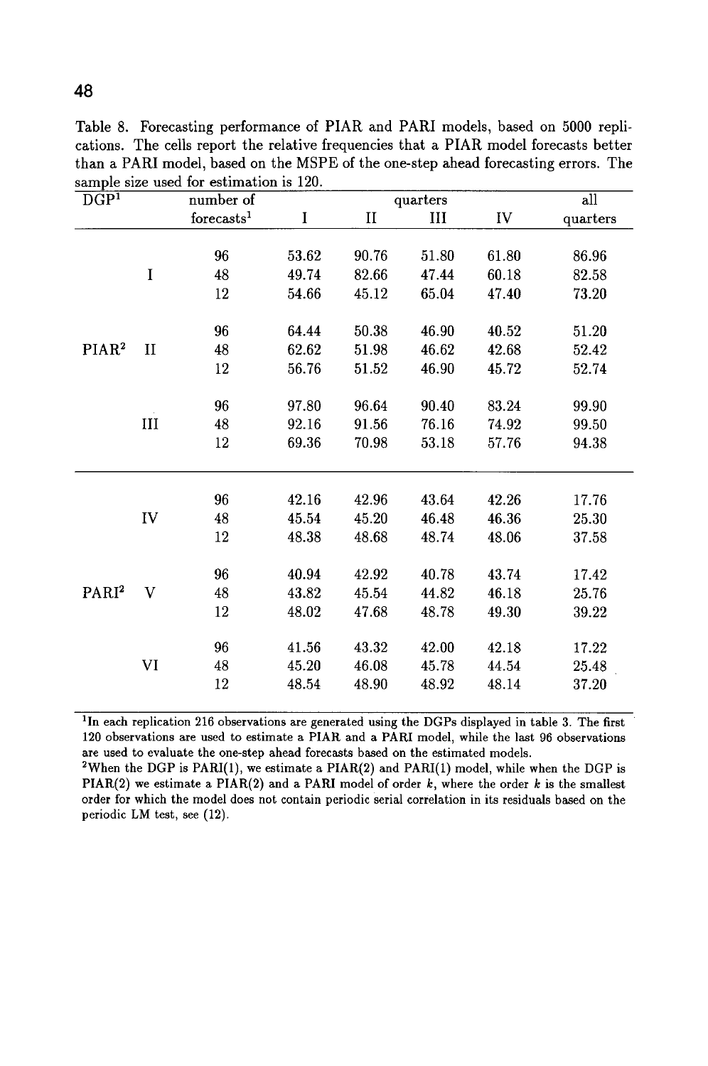Table 8. Forecasting performance of PIAR and PARI models, based on 5000 replications. The cells report the relative frequencies that a PIAR model forecasts better than a PARI model, based on the MSPE of the one-step ahead forecasting errors. The sample size used for estimation is 120.

| DGP[1] | | number of forecasts[1] | quarters I | II | III | IV | all quarters |
|---|---|---|---|---|---|---|---|
| PIAR[2] | I | 96 | 53.62 | 90.76 | 51.80 | 61.80 | 86.96 |
| | | 48 | 49.74 | 82.66 | 47.44 | 60.18 | 82.58 |
| | | 12 | 54.66 | 45.12 | 65.04 | 47.40 | 73.20 |
| | II | 96 | 64.44 | 50.38 | 46.90 | 40.52 | 51.20 |
| | | 48 | 62.62 | 51.98 | 46.62 | 42.68 | 52.42 |
| | | 12 | 56.76 | 51.52 | 46.90 | 45.72 | 52.74 |
| | III | 96 | 97.80 | 96.64 | 90.40 | 83.24 | 99.90 |
| | | 48 | 92.16 | 91.56 | 76.16 | 74.92 | 99.50 |
| | | 12 | 69.36 | 70.98 | 53.18 | 57.76 | 94.38 |
| PARI[2] | IV | 96 | 42.16 | 42.96 | 43.64 | 42.26 | 17.76 |
| | | 48 | 45.54 | 45.20 | 46.48 | 46.36 | 25.30 |
| | | 12 | 48.38 | 48.68 | 48.74 | 48.06 | 37.58 |
| | V | 96 | 40.94 | 42.92 | 40.78 | 43.74 | 17.42 |
| | | 48 | 43.82 | 45.54 | 44.82 | 46.18 | 25.76 |
| | | 12 | 48.02 | 47.68 | 48.78 | 49.30 | 39.22 |
| | VI | 96 | 41.56 | 43.32 | 42.00 | 42.18 | 17.22 |
| | | 48 | 45.20 | 46.08 | 45.78 | 44.54 | 25.48 |
| | | 12 | 48.54 | 48.90 | 48.92 | 48.14 | 37.20 |

[1] In each replication 216 observations are generated using the DGPs displayed in table 3. The first 120 observations are used to estimate a PIAR and a PARI model, while the last 96 observations are used to evaluate the one-step ahead forecasts based on the estimated models.

[2] When the DGP is PARI(1), we estimate a PIAR(2) and PARI(1) model, while when the DGP is PIAR(2) we estimate a PIAR(2) and a PARI model of order $k$, where the order $k$ is the smallest order for which the model does not contain periodic serial correlation in its residuals based on the periodic LM test, see (12).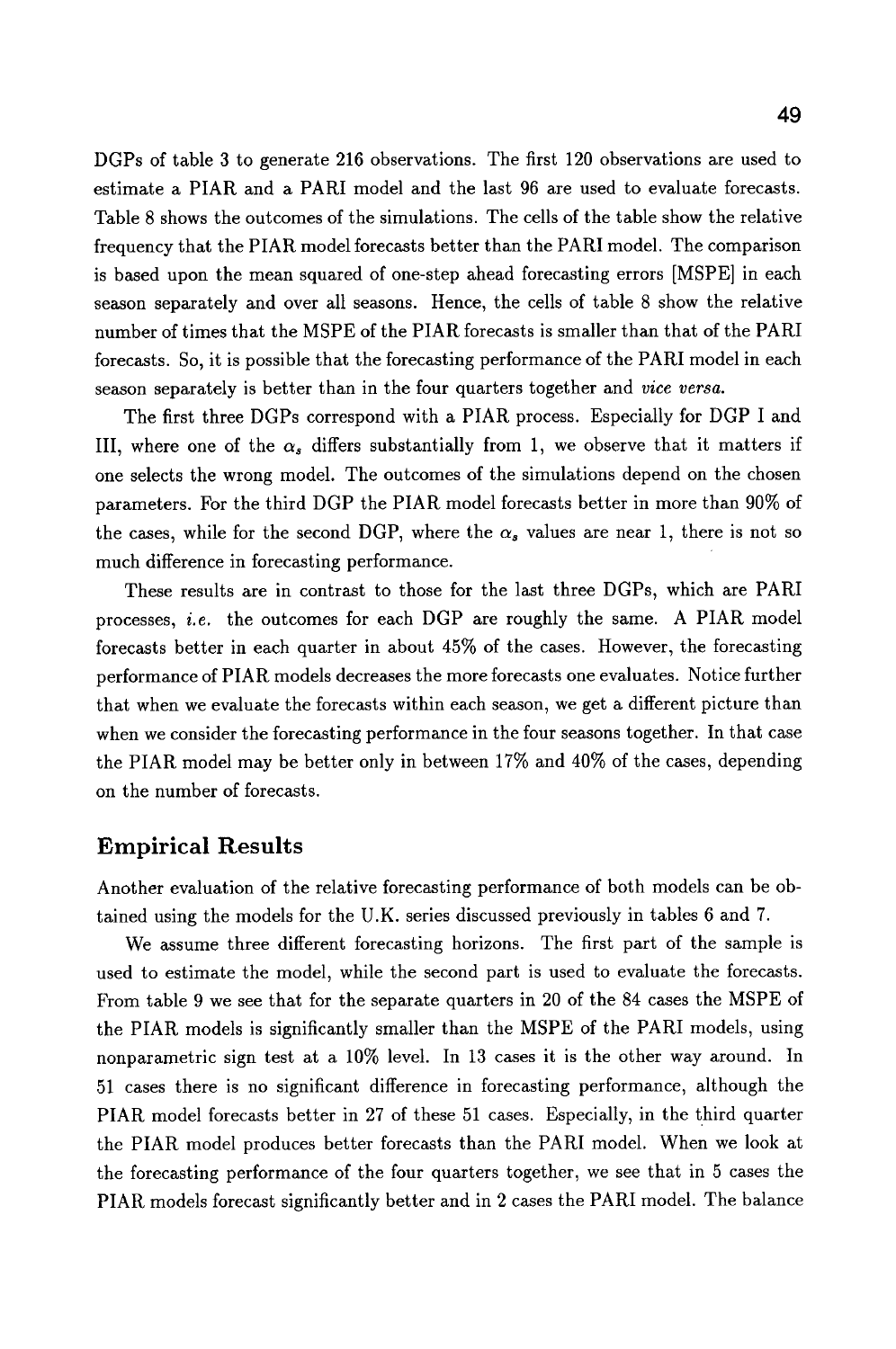DGPs of table 3 to generate 216 observations. The first 120 observations are used to estimate a PIAR and a PARI model and the last 96 are used to evaluate forecasts. Table 8 shows the outcomes of the simulations. The cells of the table show the relative frequency that the PIAR model forecasts better than the PARI model. The comparison is based upon the mean squared of one-step ahead forecasting errors [MSPE] in each season separately and over all seasons. Hence, the cells of table 8 show the relative number of times that the MSPE of the PIAR forecasts is smaller than that of the PARI forecasts. So, it is possible that the forecasting performance of the PARI model in each season separately is better than in the four quarters together and *vice versa.*

The first three DGPs correspond with a PIAR process. Especially for DGP I and III, where one of the $\alpha_s$ differs substantially from 1, we observe that it matters if one selects the wrong model. The outcomes of the simulations depend on the chosen parameters. For the third DGP the PIAR model forecasts better in more than 90% of the cases, while for the second DGP, where the $\alpha_s$ values are near 1, there is not so much difference in forecasting performance.

These results are in contrast to those for the last three DGPs, which are PARI processes, *i.e.* the outcomes for each DGP are roughly the same. A PIAR model forecasts better in each quarter in about 45% of the cases. However, the forecasting performance of PIAR models decreases the more forecasts one evaluates. Notice further that when we evaluate the forecasts within each season, we get a different picture than when we consider the forecasting performance in the four seasons together. In that case the PIAR model may be better only in between 17% and 40% of the cases, depending on the number of forecasts.

## Empirical Results

Another evaluation of the relative forecasting performance of both models can be obtained using the models for the U.K. series discussed previously in tables 6 and 7.

We assume three different forecasting horizons. The first part of the sample is used to estimate the model, while the second part is used to evaluate the forecasts. From table 9 we see that for the separate quarters in 20 of the 84 cases the MSPE of the PIAR models is significantly smaller than the MSPE of the PARI models, using nonparametric sign test at a 10% level. In 13 cases it is the other way around. In 51 cases there is no significant difference in forecasting performance, although the PIAR model forecasts better in 27 of these 51 cases. Especially, in the third quarter the PIAR model produces better forecasts than the PARI model. When we look at the forecasting performance of the four quarters together, we see that in 5 cases the PIAR models forecast significantly better and in 2 cases the PARI model. The balance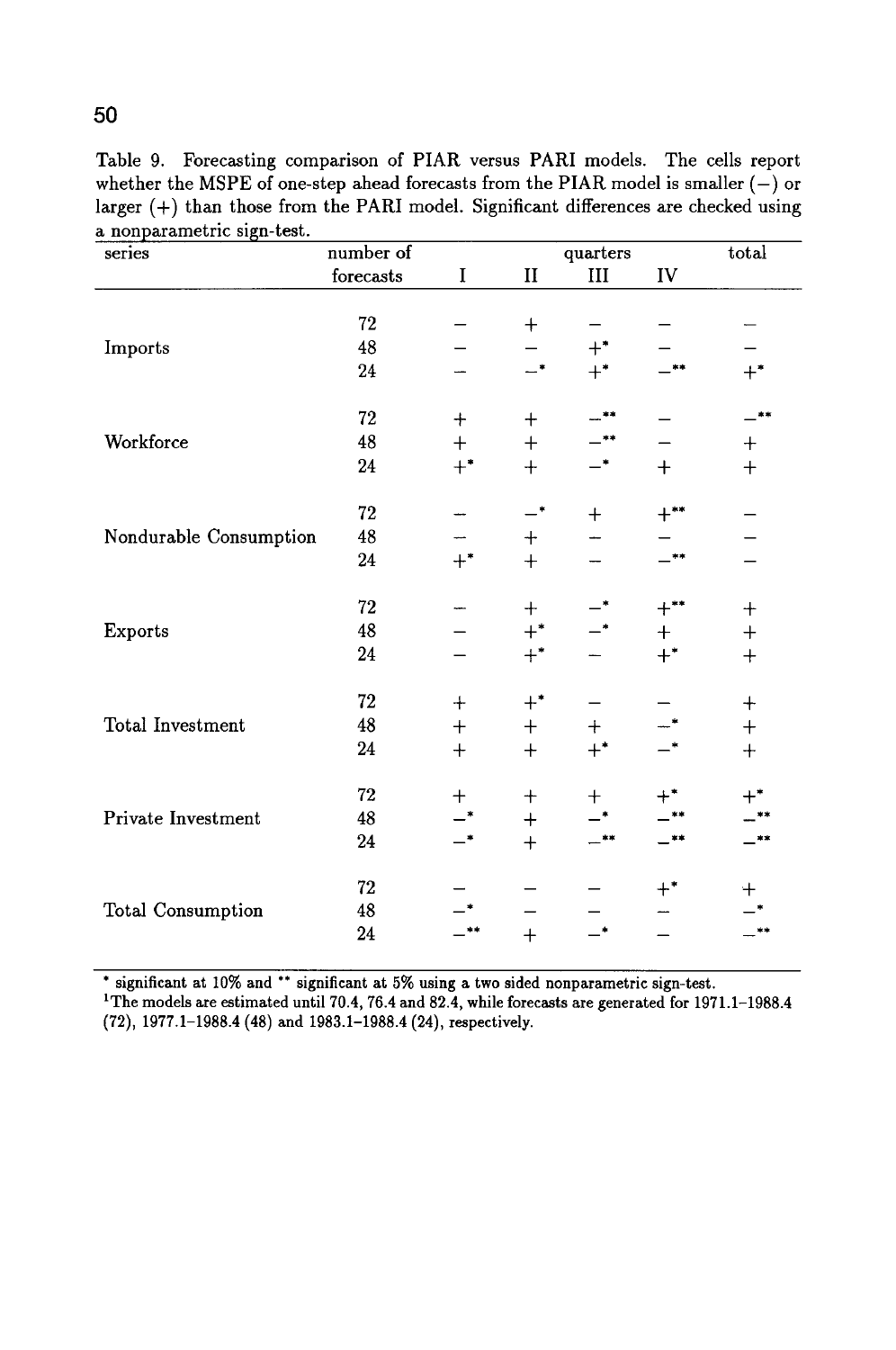Table 9. Forecasting comparison of PIAR versus PARI models. The cells report whether the MSPE of one-step ahead forecasts from the PIAR model is smaller (−) or larger (+) than those from the PARI model. Significant differences are checked using a nonparametric sign-test.

| series | number of forecasts | quarters I | II | III | IV | total |
|---|---|---|---|---|---|---|
| | 72 | − | + | − | − | − |
| Imports | 48 | − | − | +* | − | − |
| | 24 | − | −* | +* | −** | +* |
| | 72 | + | + | −** | − | −** |
| Workforce | 48 | + | + | −** | − | + |
| | 24 | +* | + | −* | + | + |
| | 72 | − | −* | + | +** | − |
| Nondurable Consumption | 48 | − | + | − | − | − |
| | 24 | +* | + | − | −** | − |
| | 72 | − | + | −* | +** | + |
| Exports | 48 | − | +* | −* | + | + |
| | 24 | − | +* | − | +* | + |
| | 72 | + | +* | − | − | + |
| Total Investment | 48 | + | + | + | −* | + |
| | 24 | + | + | +* | −* | + |
| | 72 | + | + | + | +* | +* |
| Private Investment | 48 | −* | + | −* | −** | −** |
| | 24 | −* | + | −** | −** | −** |
| | 72 | − | − | − | +* | + |
| Total Consumption | 48 | −* | − | − | − | −* |
| | 24 | −** | + | −* | − | −** |

\* significant at 10% and ** significant at 5% using a two sided nonparametric sign-test.

[1]The models are estimated until 70.4, 76.4 and 82.4, while forecasts are generated for 1971.1–1988.4 (72), 1977.1–1988.4 (48) and 1983.1–1988.4 (24), respectively.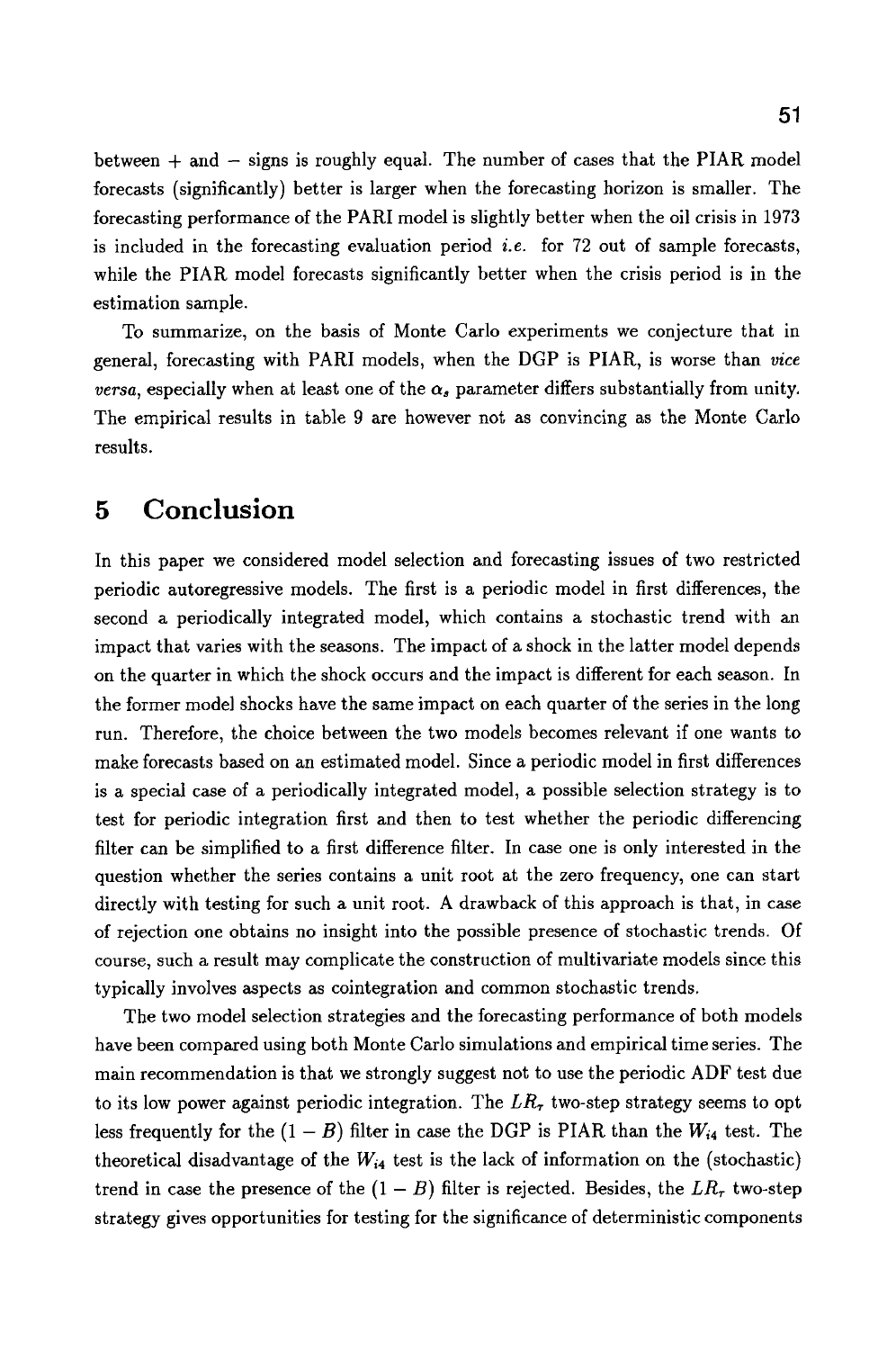between + and − signs is roughly equal. The number of cases that the PIAR model forecasts (significantly) better is larger when the forecasting horizon is smaller. The forecasting performance of the PARI model is slightly better when the oil crisis in 1973 is included in the forecasting evaluation period *i.e.* for 72 out of sample forecasts, while the PIAR model forecasts significantly better when the crisis period is in the estimation sample.

To summarize, on the basis of Monte Carlo experiments we conjecture that in general, forecasting with PARI models, when the DGP is PIAR, is worse than *vice versa*, especially when at least one of the $\alpha_s$ parameter differs substantially from unity. The empirical results in table 9 are however not as convincing as the Monte Carlo results.

## 5 Conclusion

In this paper we considered model selection and forecasting issues of two restricted periodic autoregressive models. The first is a periodic model in first differences, the second a periodically integrated model, which contains a stochastic trend with an impact that varies with the seasons. The impact of a shock in the latter model depends on the quarter in which the shock occurs and the impact is different for each season. In the former model shocks have the same impact on each quarter of the series in the long run. Therefore, the choice between the two models becomes relevant if one wants to make forecasts based on an estimated model. Since a periodic model in first differences is a special case of a periodically integrated model, a possible selection strategy is to test for periodic integration first and then to test whether the periodic differencing filter can be simplified to a first difference filter. In case one is only interested in the question whether the series contains a unit root at the zero frequency, one can start directly with testing for such a unit root. A drawback of this approach is that, in case of rejection one obtains no insight into the possible presence of stochastic trends. Of course, such a result may complicate the construction of multivariate models since this typically involves aspects as cointegration and common stochastic trends.

The two model selection strategies and the forecasting performance of both models have been compared using both Monte Carlo simulations and empirical time series. The main recommendation is that we strongly suggest not to use the periodic ADF test due to its low power against periodic integration. The $LR_\tau$ two-step strategy seems to opt less frequently for the $(1-B)$ filter in case the DGP is PIAR than the $W_{i4}$ test. The theoretical disadvantage of the $W_{i4}$ test is the lack of information on the (stochastic) trend in case the presence of the $(1-B)$ filter is rejected. Besides, the $LR_\tau$ two-step strategy gives opportunities for testing for the significance of deterministic components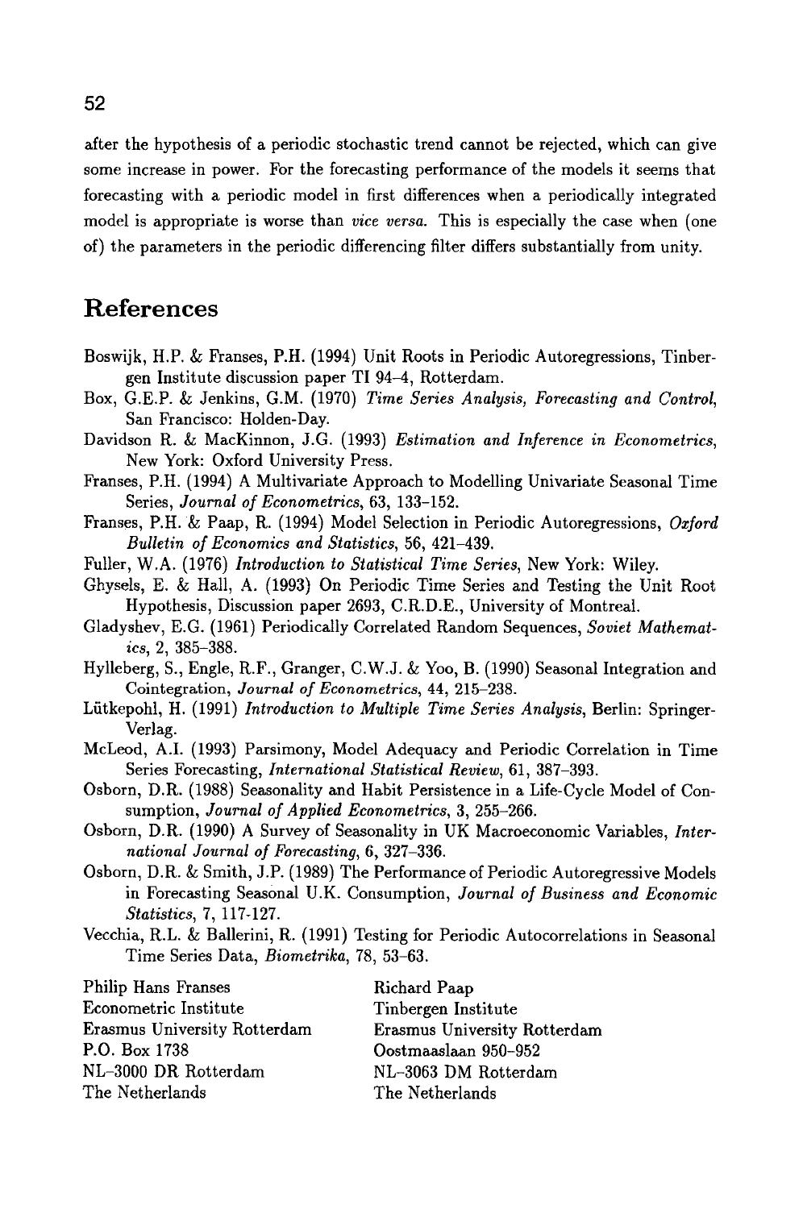after the hypothesis of a periodic stochastic trend cannot be rejected, which can give some increase in power. For the forecasting performance of the models it seems that forecasting with a periodic model in first differences when a periodically integrated model is appropriate is worse than *vice versa*. This is especially the case when (one of) the parameters in the periodic differencing filter differs substantially from unity.

# References

Boswijk, H.P. & Franses, P.H. (1994) Unit Roots in Periodic Autoregressions, Tinbergen Institute discussion paper TI 94-4, Rotterdam.

Box, G.E.P. & Jenkins, G.M. (1970) *Time Series Analysis, Forecasting and Control*, San Francisco: Holden-Day.

Davidson R. & MacKinnon, J.G. (1993) *Estimation and Inference in Econometrics*, New York: Oxford University Press.

Franses, P.H. (1994) A Multivariate Approach to Modelling Univariate Seasonal Time Series, *Journal of Econometrics*, 63, 133-152.

Franses, P.H. & Paap, R. (1994) Model Selection in Periodic Autoregressions, *Oxford Bulletin of Economics and Statistics*, 56, 421-439.

Fuller, W.A. (1976) *Introduction to Statistical Time Series*, New York: Wiley.

Ghysels, E. & Hall, A. (1993) On Periodic Time Series and Testing the Unit Root Hypothesis, Discussion paper 2693, C.R.D.E., University of Montreal.

Gladyshev, E.G. (1961) Periodically Correlated Random Sequences, *Soviet Mathematics*, 2, 385-388.

Hylleberg, S., Engle, R.F., Granger, C.W.J. & Yoo, B. (1990) Seasonal Integration and Cointegration, *Journal of Econometrics*, 44, 215-238.

Lütkepohl, H. (1991) *Introduction to Multiple Time Series Analysis*, Berlin: Springer-Verlag.

McLeod, A.I. (1993) Parsimony, Model Adequacy and Periodic Correlation in Time Series Forecasting, *International Statistical Review*, 61, 387-393.

Osborn, D.R. (1988) Seasonality and Habit Persistence in a Life-Cycle Model of Consumption, *Journal of Applied Econometrics*, 3, 255-266.

Osborn, D.R. (1990) A Survey of Seasonality in UK Macroeconomic Variables, *International Journal of Forecasting*, 6, 327-336.

Osborn, D.R. & Smith, J.P. (1989) The Performance of Periodic Autoregressive Models in Forecasting Seasonal U.K. Consumption, *Journal of Business and Economic Statistics*, 7, 117-127.

Vecchia, R.L. & Ballerini, R. (1991) Testing for Periodic Autocorrelations in Seasonal Time Series Data, *Biometrika*, 78, 53-63.

Philip Hans Franses
Econometric Institute
Erasmus University Rotterdam
P.O. Box 1738
NL-3000 DR Rotterdam
The Netherlands

Richard Paap
Tinbergen Institute
Erasmus University Rotterdam
Oostmaaslaan 950-952
NL-3063 DM Rotterdam
The Netherlands